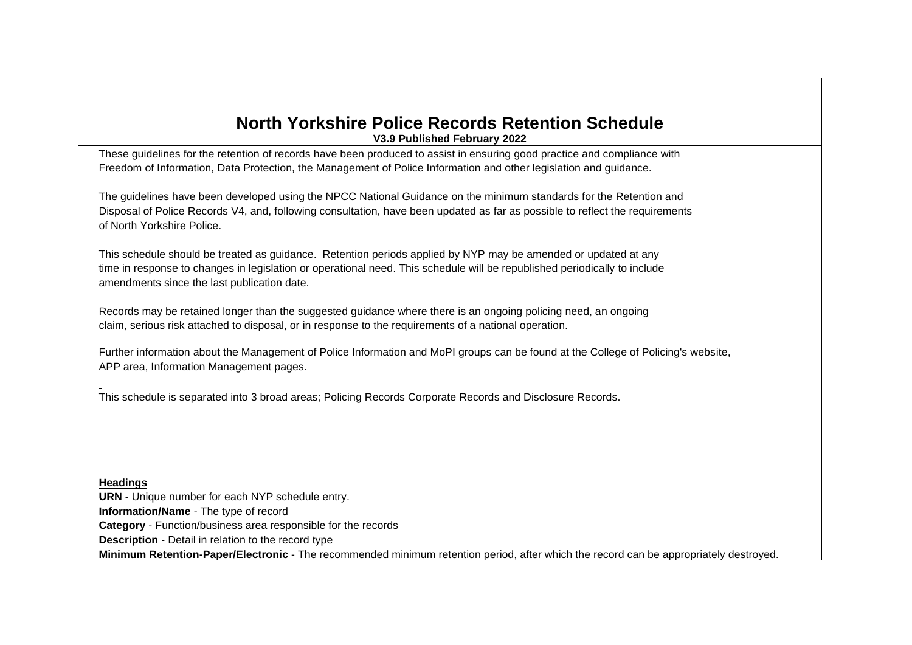# North Yorkshire Police Records Retention Schedule

**V3.9 Published February 2022**

These guidelines for the retention of records have been produced to assist in ensuring good practice and compliance with Freedom of Information, Data Protection, the Management of Police Information and other legislation and guidance.

The guidelines have been developed using the NPCC National Guidance on the minimum standards for the Retention and Disposal of Police Records V4, and, following consultation, have been updated as far as possible to reflect the requirements of North Yorkshire Police.

This schedule should be treated as guidance. Retention periods applied by NYP may be amended or updated at any time in response to changes in legislation or operational need. This schedule will be republished periodically to include amendments since the last publication date.

Records may be retained longer than the suggested guidance where there is an ongoing policing need, an ongoing claim, serious risk attached to disposal, or in response to the requirements of a national operation.

Further information about the Management of Police Information and MoPI groups can be found at the College of Policing's website, APP area, Information Management pages.

This schedule is separated into 3 broad areas; Policing Records Corporate Records and Disclosure Records.

**Headings**

**URN** - Unique number for each NYP schedule entry.

**Information/Name** - The type of record

**Category** - Function/business area responsible for the records

**Description** - Detail in relation to the record type

**Minimum Retention-Paper/Electronic** - The recommended minimum retention period, after which the record can be appropriately destroyed.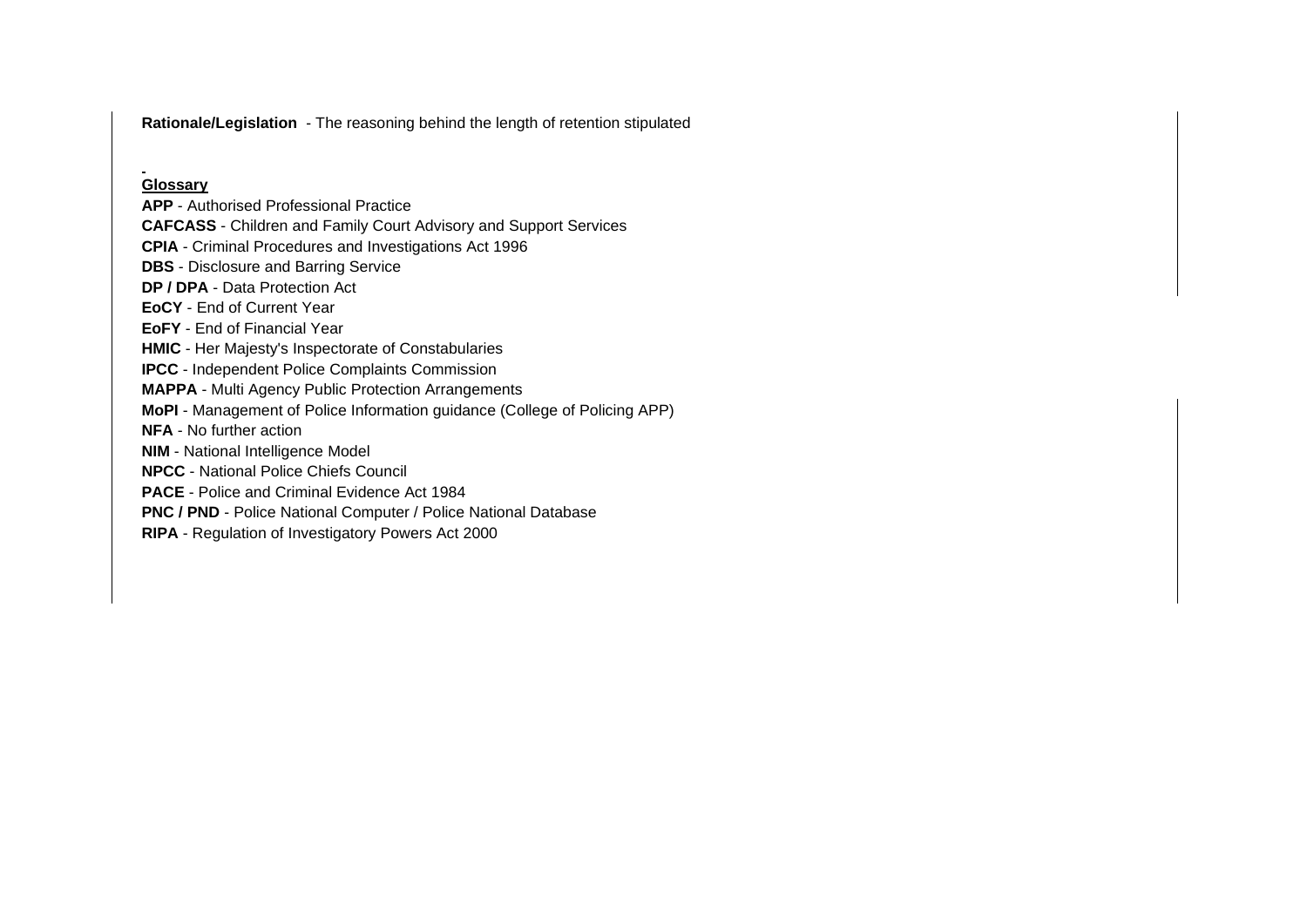**Rationale/Legislation** - The reasoning behind the length of retention stipulated

## Glossary

**APP** - Authorised Professional Practice
**CAFCASS** - Children and Family Court Advisory and Support Services
**CPIA** - Criminal Procedures and Investigations Act 1996
**DBS** - Disclosure and Barring Service
**DP / DPA** - Data Protection Act
**EoCY** - End of Current Year
**EoFY** - End of Financial Year
**HMIC** - Her Majesty's Inspectorate of Constabularies
**IPCC** - Independent Police Complaints Commission
**MAPPA** - Multi Agency Public Protection Arrangements
**MoPI** - Management of Police Information guidance (College of Policing APP)
**NFA** - No further action
**NIM** - National Intelligence Model
**NPCC** - National Police Chiefs Council
**PACE** - Police and Criminal Evidence Act 1984
**PNC / PND** - Police National Computer / Police National Database
**RIPA** - Regulation of Investigatory Powers Act 2000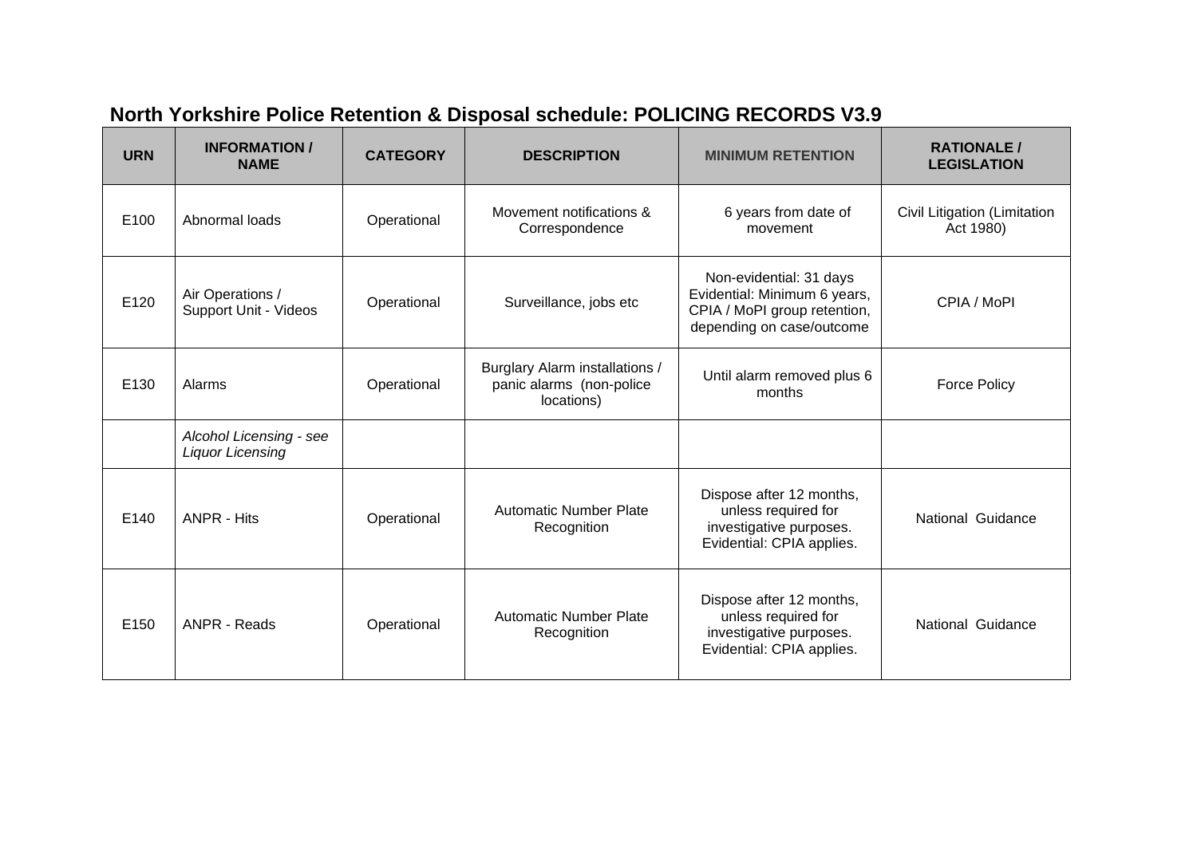## North Yorkshire Police Retention & Disposal schedule: POLICING RECORDS V3.9

| URN | INFORMATION / NAME | CATEGORY | DESCRIPTION | MINIMUM RETENTION | RATIONALE / LEGISLATION |
|---|---|---|---|---|---|
| E100 | Abnormal loads | Operational | Movement notifications & Correspondence | 6 years from date of movement | Civil Litigation (Limitation Act 1980) |
| E120 | Air Operations / Support Unit - Videos | Operational | Surveillance, jobs etc | Non-evidential: 31 days Evidential: Minimum 6 years, CPIA / MoPI group retention, depending on case/outcome | CPIA / MoPI |
| E130 | Alarms | Operational | Burglary Alarm installations / panic alarms (non-police locations) | Until alarm removed plus 6 months | Force Policy |
| | *Alcohol Licensing - see Liquor Licensing* | | | | |
| E140 | ANPR - Hits | Operational | Automatic Number Plate Recognition | Dispose after 12 months, unless required for investigative purposes. Evidential: CPIA applies. | National Guidance |
| E150 | ANPR - Reads | Operational | Automatic Number Plate Recognition | Dispose after 12 months, unless required for investigative purposes. Evidential: CPIA applies. | National Guidance |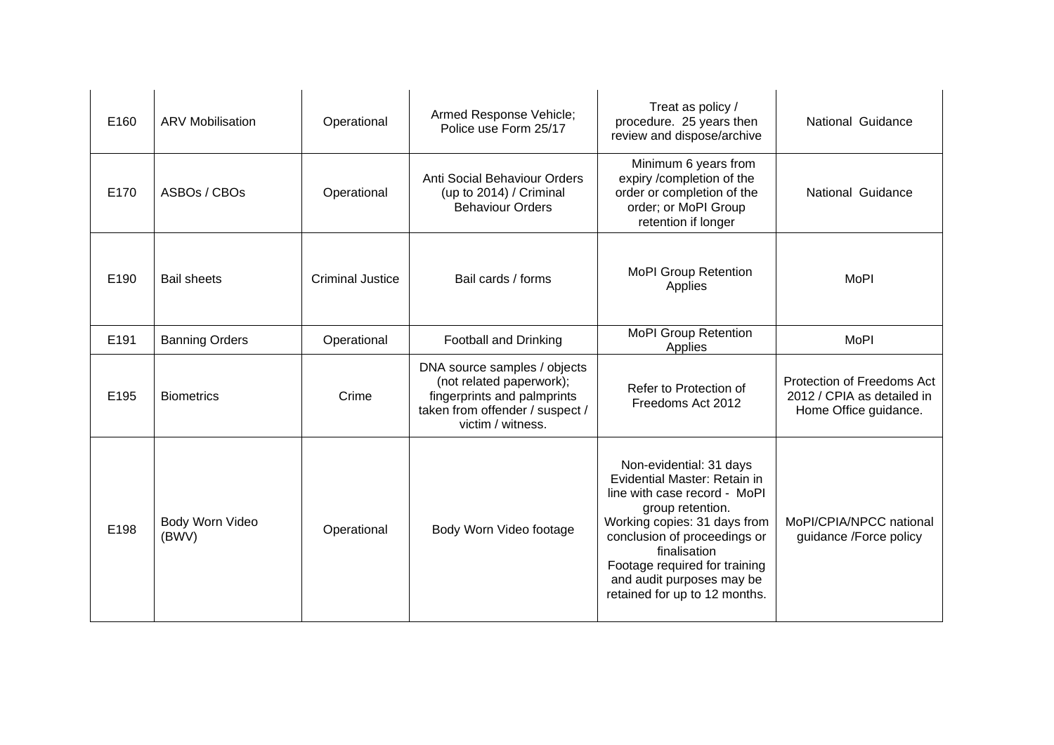| E160 | ARV Mobilisation | Operational | Armed Response Vehicle; Police use Form 25/17 | Treat as policy / procedure. 25 years then review and dispose/archive | National Guidance |
|---|---|---|---|---|---|
| E170 | ASBOs / CBOs | Operational | Anti Social Behaviour Orders (up to 2014) / Criminal Behaviour Orders | Minimum 6 years from expiry /completion of the order or completion of the order; or MoPI Group retention if longer | National Guidance |
| E190 | Bail sheets | Criminal Justice | Bail cards / forms | MoPI Group Retention Applies | MoPI |
| E191 | Banning Orders | Operational | Football and Drinking | MoPI Group Retention Applies | MoPI |
| E195 | Biometrics | Crime | DNA source samples / objects (not related paperwork); fingerprints and palmprints taken from offender / suspect / victim / witness. | Refer to Protection of Freedoms Act 2012 | Protection of Freedoms Act 2012 / CPIA as detailed in Home Office guidance. |
| E198 | Body Worn Video (BWV) | Operational | Body Worn Video footage | Non-evidential: 31 days<br>Evidential Master: Retain in line with case record - MoPI group retention.<br>Working copies: 31 days from conclusion of proceedings or finalisation<br>Footage required for training and audit purposes may be retained for up to 12 months. | MoPI/CPIA/NPCC national guidance /Force policy |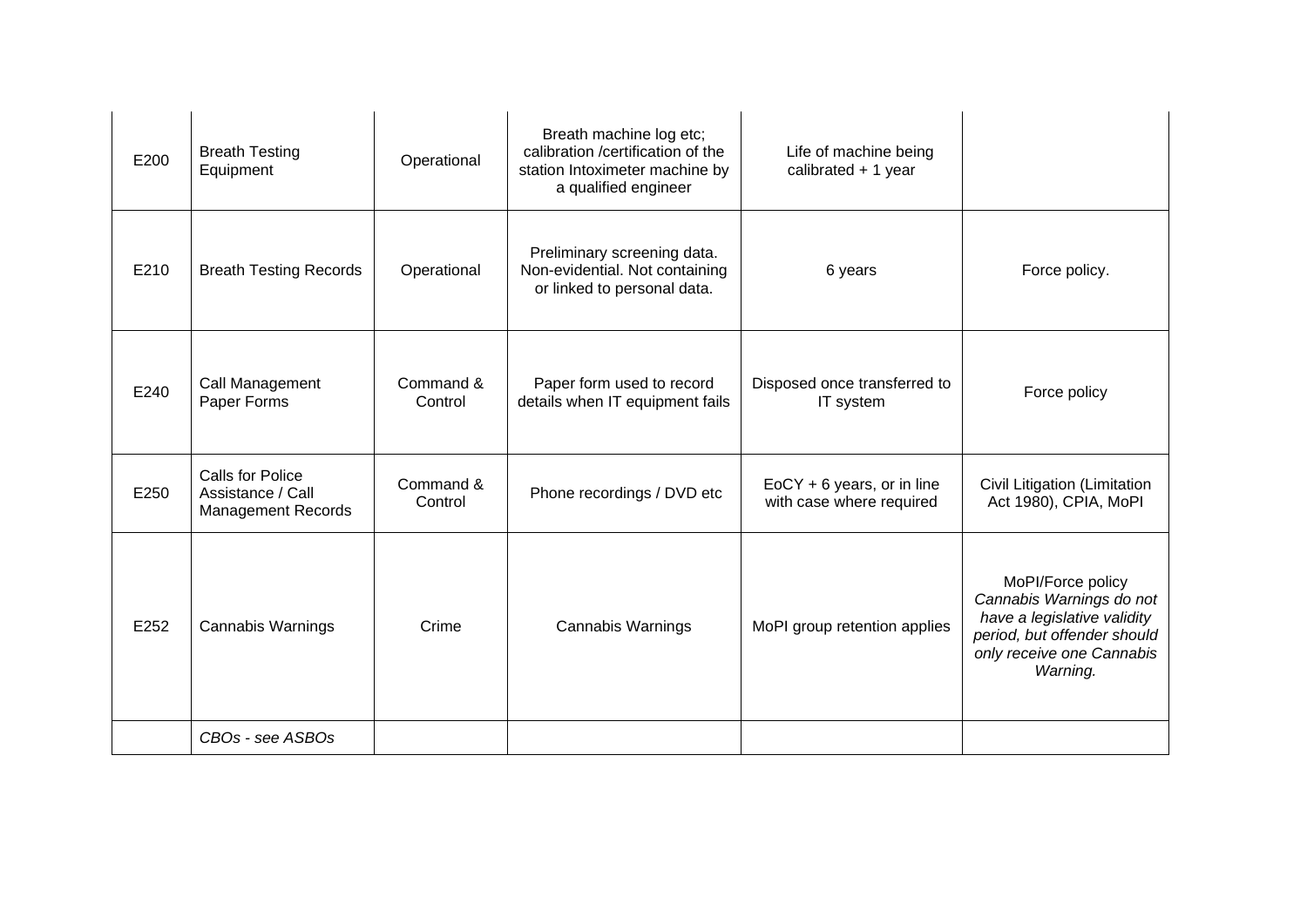| | | | | | |
|---|---|---|---|---|---|
| E200 | Breath Testing Equipment | Operational | Breath machine log etc; calibration /certification of the station Intoximeter machine by a qualified engineer | Life of machine being calibrated + 1 year | |
| E210 | Breath Testing Records | Operational | Preliminary screening data. Non-evidential. Not containing or linked to personal data. | 6 years | Force policy. |
| E240 | Call Management Paper Forms | Command & Control | Paper form used to record details when IT equipment fails | Disposed once transferred to IT system | Force policy |
| E250 | Calls for Police Assistance / Call Management Records | Command & Control | Phone recordings / DVD etc | EoCY + 6 years, or in line with case where required | Civil Litigation (Limitation Act 1980), CPIA, MoPI |
| E252 | Cannabis Warnings | Crime | Cannabis Warnings | MoPI group retention applies | MoPI/Force policy *Cannabis Warnings do not have a legislative validity period, but offender should only receive one Cannabis Warning.* |
| | *CBOs - see ASBOs* | | | | |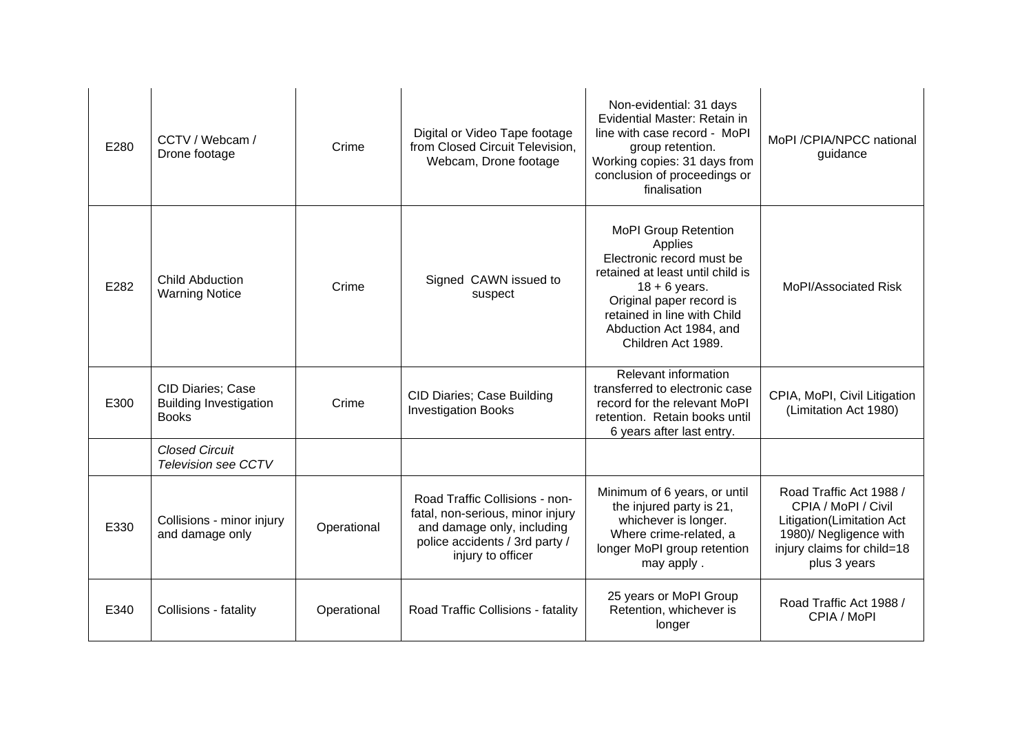| E280 | CCTV / Webcam / Drone footage | Crime | Digital or Video Tape footage from Closed Circuit Television, Webcam, Drone footage | Non-evidential: 31 days Evidential Master: Retain in line with case record - MoPI group retention. Working copies: 31 days from conclusion of proceedings or finalisation | MoPI /CPIA/NPCC national guidance |
|---|---|---|---|---|---|
| E282 | Child Abduction Warning Notice | Crime | Signed CAWN issued to suspect | MoPI Group Retention Applies Electronic record must be retained at least until child is 18 + 6 years. Original paper record is retained in line with Child Abduction Act 1984, and Children Act 1989. | MoPI/Associated Risk |
| E300 | CID Diaries; Case Building Investigation Books | Crime | CID Diaries; Case Building Investigation Books | Relevant information transferred to electronic case record for the relevant MoPI retention. Retain books until 6 years after last entry. | CPIA, MoPI, Civil Litigation (Limitation Act 1980) |
| | *Closed Circuit Television see CCTV* | | | | |
| E330 | Collisions - minor injury and damage only | Operational | Road Traffic Collisions - non-fatal, non-serious, minor injury and damage only, including police accidents / 3rd party / injury to officer | Minimum of 6 years, or until the injured party is 21, whichever is longer. Where crime-related, a longer MoPI group retention may apply . | Road Traffic Act 1988 / CPIA / MoPI / Civil Litigation(Limitation Act 1980)/ Negligence with injury claims for child=18 plus 3 years |
| E340 | Collisions - fatality | Operational | Road Traffic Collisions - fatality | 25 years or MoPI Group Retention, whichever is longer | Road Traffic Act 1988 / CPIA / MoPI |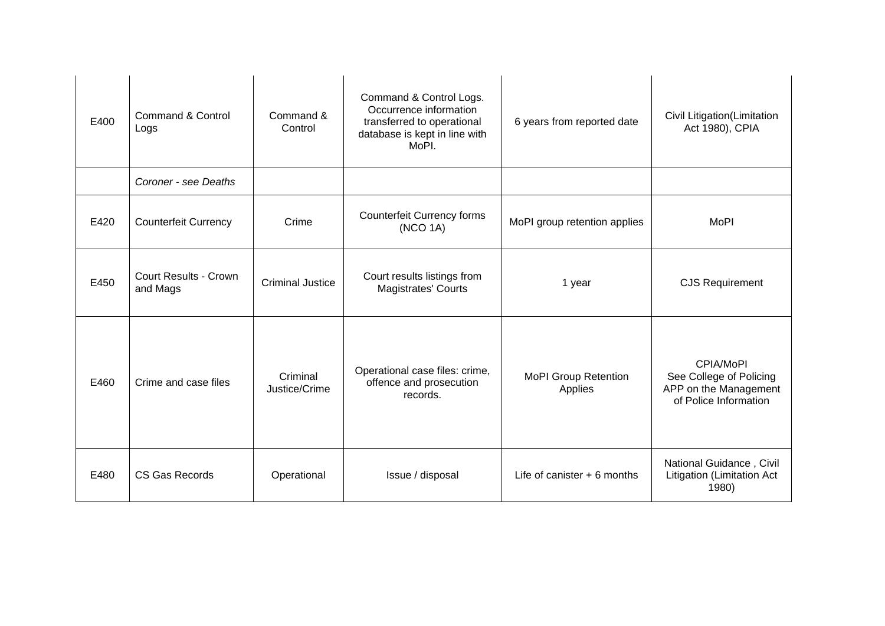| | | | | | |
|---|---|---|---|---|---|
| E400 | Command & Control Logs | Command & Control | Command & Control Logs. Occurrence information transferred to operational database is kept in line with MoPI. | 6 years from reported date | Civil Litigation(Limitation Act 1980), CPIA |
| | *Coroner - see Deaths* | | | | |
| E420 | Counterfeit Currency | Crime | Counterfeit Currency forms (NCO 1A) | MoPI group retention applies | MoPI |
| E450 | Court Results - Crown and Mags | Criminal Justice | Court results listings from Magistrates' Courts | 1 year | CJS Requirement |
| E460 | Crime and case files | Criminal Justice/Crime | Operational case files: crime, offence and prosecution records. | MoPI Group Retention Applies | CPIA/MoPI See College of Policing APP on the Management of Police Information |
| E480 | CS Gas Records | Operational | Issue / disposal | Life of canister + 6 months | National Guidance , Civil Litigation (Limitation Act 1980) |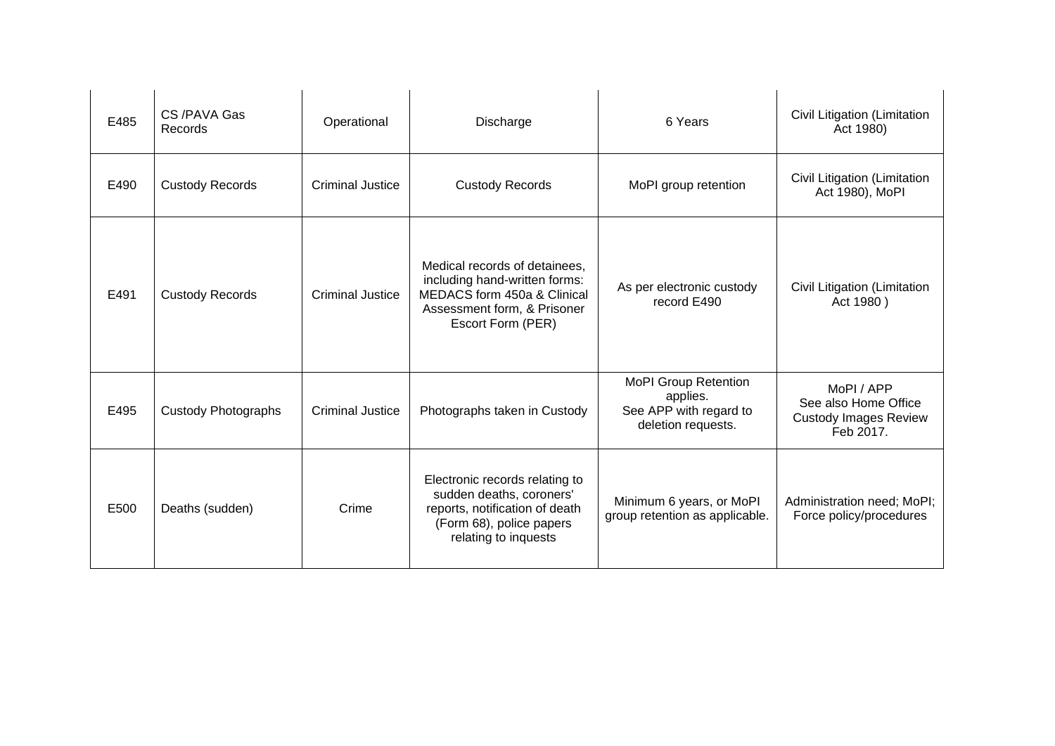| | | | | | |
|---|---|---|---|---|---|
| E485 | CS /PAVA Gas Records | Operational | Discharge | 6 Years | Civil Litigation (Limitation Act 1980) |
| E490 | Custody Records | Criminal Justice | Custody Records | MoPI group retention | Civil Litigation (Limitation Act 1980), MoPI |
| E491 | Custody Records | Criminal Justice | Medical records of detainees, including hand-written forms: MEDACS form 450a & Clinical Assessment form, & Prisoner Escort Form (PER) | As per electronic custody record E490 | Civil Litigation (Limitation Act 1980 ) |
| E495 | Custody Photographs | Criminal Justice | Photographs taken in Custody | MoPI Group Retention applies. See APP with regard to deletion requests. | MoPI / APP See also Home Office Custody Images Review Feb 2017. |
| E500 | Deaths (sudden) | Crime | Electronic records relating to sudden deaths, coroners' reports, notification of death (Form 68), police papers relating to inquests | Minimum 6 years, or MoPI group retention as applicable. | Administration need; MoPI; Force policy/procedures |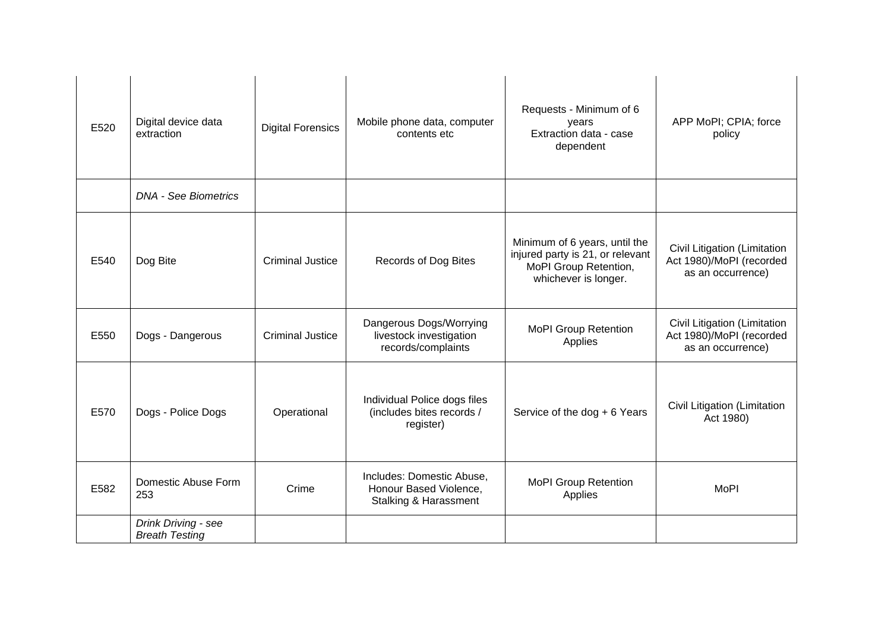| | | | | | |
|---|---|---|---|---|---|
| E520 | Digital device data extraction | Digital Forensics | Mobile phone data, computer contents etc | Requests - Minimum of 6 years<br>Extraction data - case dependent | APP MoPI; CPIA; force policy |
| | *DNA - See Biometrics* | | | | |
| E540 | Dog Bite | Criminal Justice | Records of Dog Bites | Minimum of 6 years, until the injured party is 21, or relevant MoPI Group Retention, whichever is longer. | Civil Litigation (Limitation Act 1980)/MoPI (recorded as an occurrence) |
| E550 | Dogs - Dangerous | Criminal Justice | Dangerous Dogs/Worrying livestock investigation records/complaints | MoPI Group Retention Applies | Civil Litigation (Limitation Act 1980)/MoPI (recorded as an occurrence) |
| E570 | Dogs - Police Dogs | Operational | Individual Police dogs files (includes bites records / register) | Service of the dog + 6 Years | Civil Litigation (Limitation Act 1980) |
| E582 | Domestic Abuse Form 253 | Crime | Includes: Domestic Abuse, Honour Based Violence, Stalking & Harassment | MoPI Group Retention Applies | MoPI |
| | *Drink Driving - see Breath Testing* | | | | |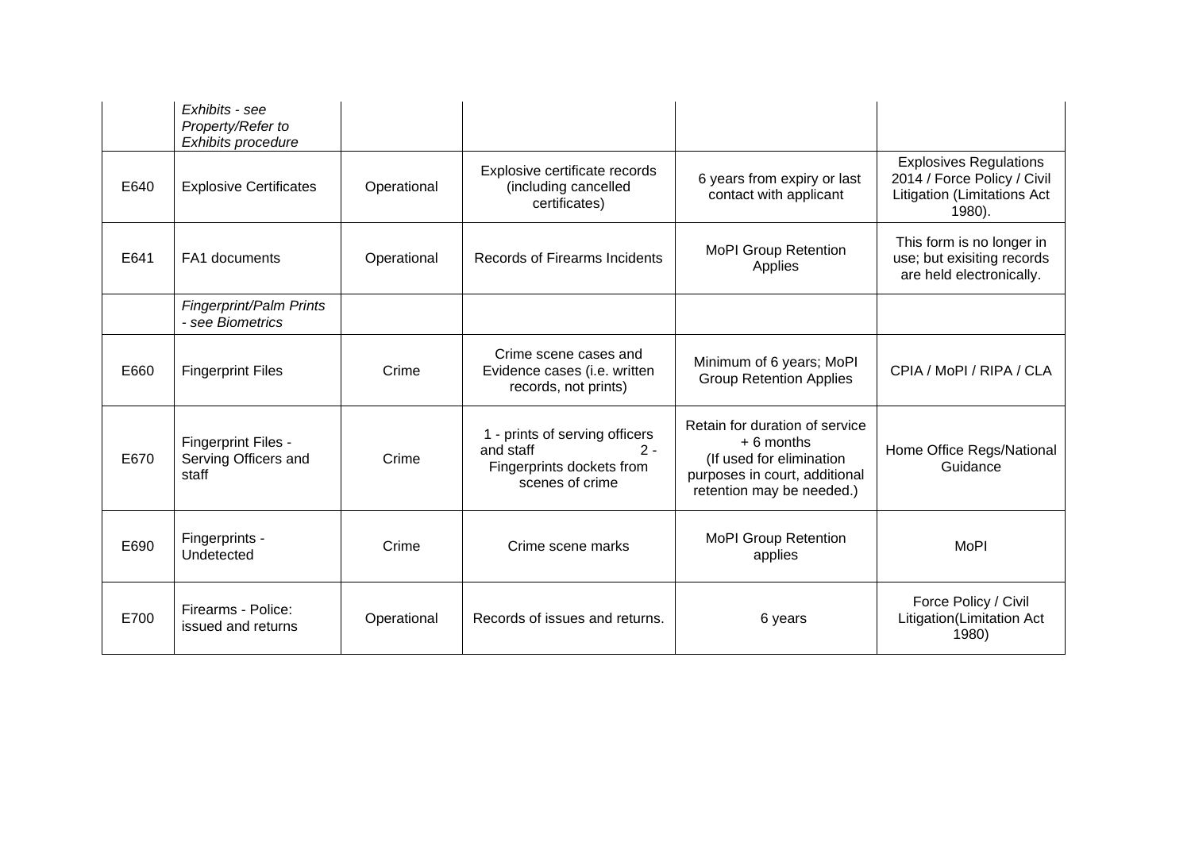| | | | | | |
|---|---|---|---|---|---|
| | *Exhibits - see Property/Refer to Exhibits procedure* | | | | |
| E640 | Explosive Certificates | Operational | Explosive certificate records (including cancelled certificates) | 6 years from expiry or last contact with applicant | Explosives Regulations 2014 / Force Policy / Civil Litigation (Limitations Act 1980). |
| E641 | FA1 documents | Operational | Records of Firearms Incidents | MoPI Group Retention Applies | This form is no longer in use; but exisiting records are held electronically. |
| | *Fingerprint/Palm Prints - see Biometrics* | | | | |
| E660 | Fingerprint Files | Crime | Crime scene cases and Evidence cases (i.e. written records, not prints) | Minimum of 6 years; MoPI Group Retention Applies | CPIA / MoPI / RIPA / CLA |
| E670 | Fingerprint Files - Serving Officers and staff | Crime | 1 - prints of serving officers and staff 2 - Fingerprints dockets from scenes of crime | Retain for duration of service + 6 months (If used for elimination purposes in court, additional retention may be needed.) | Home Office Regs/National Guidance |
| E690 | Fingerprints - Undetected | Crime | Crime scene marks | MoPI Group Retention applies | MoPI |
| E700 | Firearms - Police: issued and returns | Operational | Records of issues and returns. | 6 years | Force Policy / Civil Litigation(Limitation Act 1980) |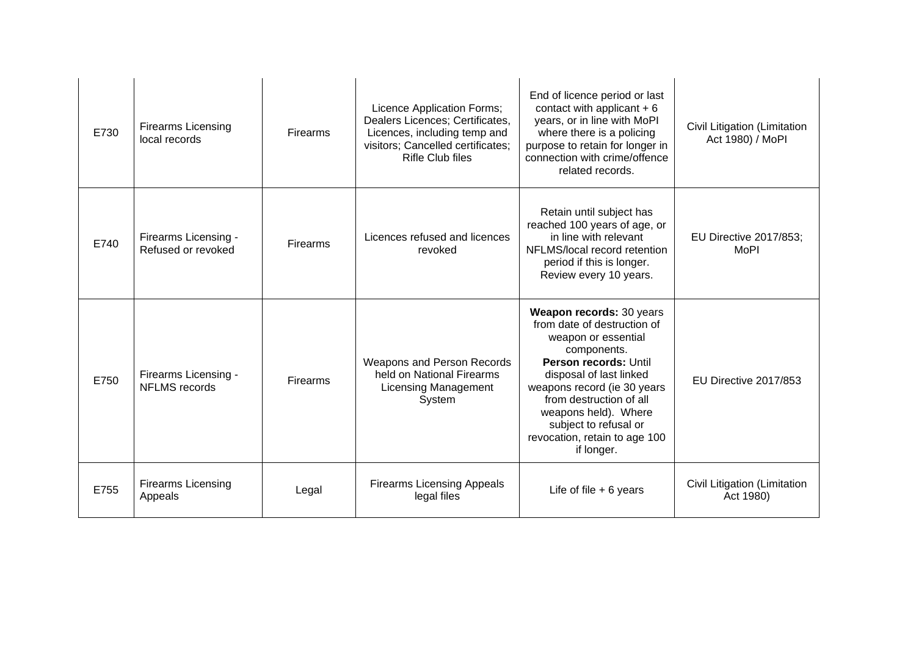| E730 | Firearms Licensing local records | Firearms | Licence Application Forms; Dealers Licences; Certificates, Licences, including temp and visitors; Cancelled certificates; Rifle Club files | End of licence period or last contact with applicant + 6 years, or in line with MoPI where there is a policing purpose to retain for longer in connection with crime/offence related records. | Civil Litigation (Limitation Act 1980) / MoPI |
|---|---|---|---|---|---|
| E740 | Firearms Licensing - Refused or revoked | Firearms | Licences refused and licences revoked | Retain until subject has reached 100 years of age, or in line with relevant NFLMS/local record retention period if this is longer. Review every 10 years. | EU Directive 2017/853; MoPI |
| E750 | Firearms Licensing - NFLMS records | Firearms | Weapons and Person Records held on National Firearms Licensing Management System | **Weapon records:** 30 years from date of destruction of weapon or essential components. **Person records:** Until disposal of last linked weapons record (ie 30 years from destruction of all weapons held). Where subject to refusal or revocation, retain to age 100 if longer. | EU Directive 2017/853 |
| E755 | Firearms Licensing Appeals | Legal | Firearms Licensing Appeals legal files | Life of file + 6 years | Civil Litigation (Limitation Act 1980) |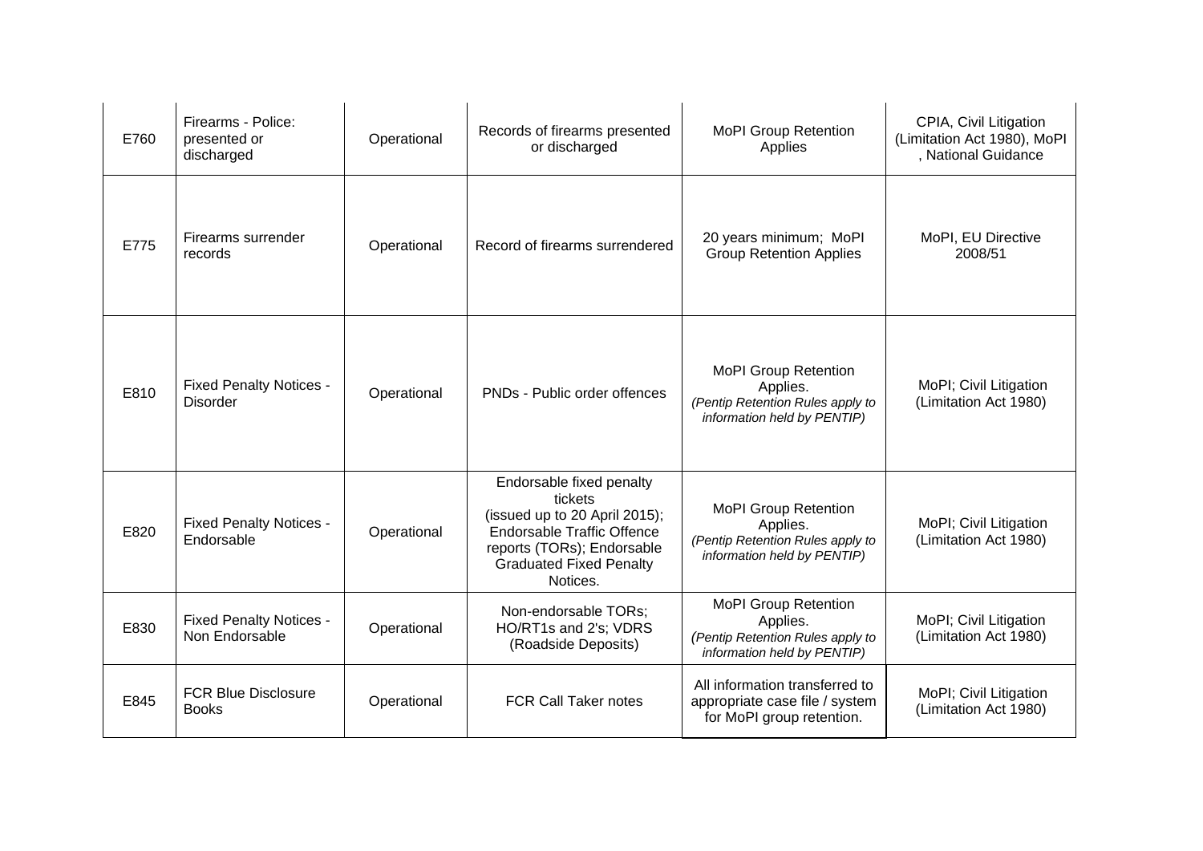| | | | | | |
|---|---|---|---|---|---|
| E760 | Firearms - Police: presented or discharged | Operational | Records of firearms presented or discharged | MoPI Group Retention Applies | CPIA, Civil Litigation (Limitation Act 1980), MoPI , National Guidance |
| E775 | Firearms surrender records | Operational | Record of firearms surrendered | 20 years minimum; MoPI Group Retention Applies | MoPI, EU Directive 2008/51 |
| E810 | Fixed Penalty Notices - Disorder | Operational | PNDs - Public order offences | MoPI Group Retention Applies. *(Pentip Retention Rules apply to information held by PENTIP)* | MoPI; Civil Litigation (Limitation Act 1980) |
| E820 | Fixed Penalty Notices - Endorsable | Operational | Endorsable fixed penalty tickets (issued up to 20 April 2015); Endorsable Traffic Offence reports (TORs); Endorsable Graduated Fixed Penalty Notices. | MoPI Group Retention Applies. *(Pentip Retention Rules apply to information held by PENTIP)* | MoPI; Civil Litigation (Limitation Act 1980) |
| E830 | Fixed Penalty Notices - Non Endorsable | Operational | Non-endorsable TORs; HO/RT1s and 2's; VDRS (Roadside Deposits) | MoPI Group Retention Applies. *(Pentip Retention Rules apply to information held by PENTIP)* | MoPI; Civil Litigation (Limitation Act 1980) |
| E845 | FCR Blue Disclosure Books | Operational | FCR Call Taker notes | All information transferred to appropriate case file / system for MoPI group retention. | MoPI; Civil Litigation (Limitation Act 1980) |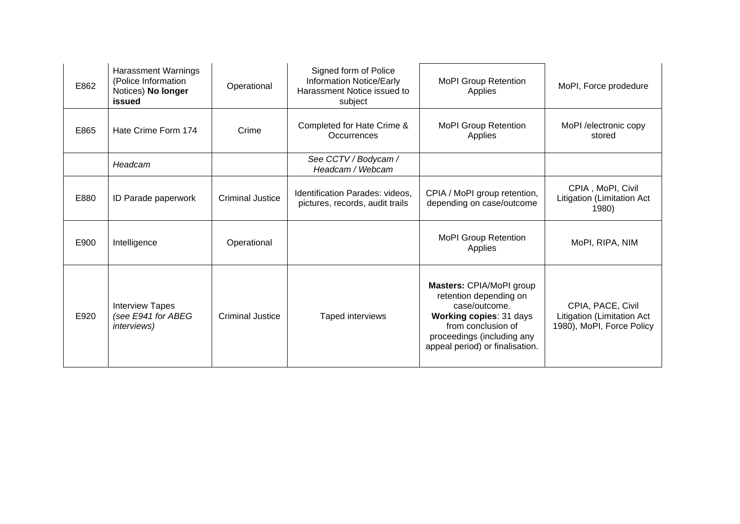| E862 | Harassment Warnings (Police Information Notices) **No longer issued** | Operational | Signed form of Police Information Notice/Early Harassment Notice issued to subject | MoPI Group Retention Applies | MoPI, Force prodedure |
|---|---|---|---|---|---|
| E865 | Hate Crime Form 174 | Crime | Completed for Hate Crime & Occurrences | MoPI Group Retention Applies | MoPI /electronic copy stored |
| | *Headcam* | | *See CCTV / Bodycam / Headcam / Webcam* | | |
| E880 | ID Parade paperwork | Criminal Justice | Identification Parades: videos, pictures, records, audit trails | CPIA / MoPI group retention, depending on case/outcome | CPIA , MoPI, Civil Litigation (Limitation Act 1980) |
| E900 | Intelligence | Operational | | MoPI Group Retention Applies | MoPI, RIPA, NIM |
| E920 | Interview Tapes *(see E941 for ABEG interviews)* | Criminal Justice | Taped interviews | **Masters:** CPIA/MoPI group retention depending on case/outcome. **Working copies**: 31 days from conclusion of proceedings (including any appeal period) or finalisation. | CPIA, PACE, Civil Litigation (Limitation Act 1980), MoPI, Force Policy |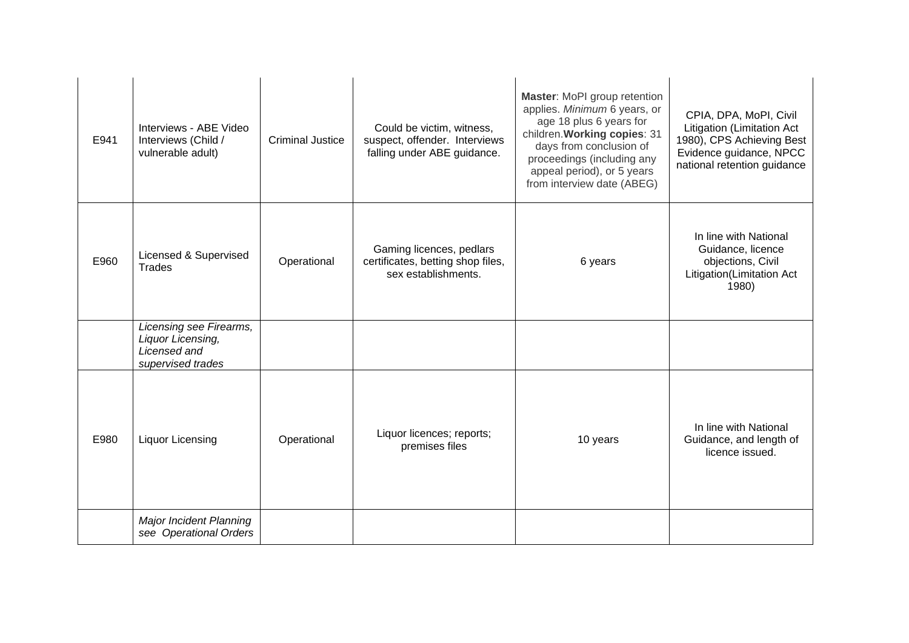| | | | | | |
|---|---|---|---|---|---|
| E941 | Interviews - ABE Video Interviews (Child / vulnerable adult) | Criminal Justice | Could be victim, witness, suspect, offender. Interviews falling under ABE guidance. | **Master**: MoPI group retention applies. *Minimum* 6 years, or age 18 plus 6 years for children.**Working copies**: 31 days from conclusion of proceedings (including any appeal period), or 5 years from interview date (ABEG) | CPIA, DPA, MoPI, Civil Litigation (Limitation Act 1980), CPS Achieving Best Evidence guidance, NPCC national retention guidance |
| E960 | Licensed & Supervised Trades | Operational | Gaming licences, pedlars certificates, betting shop files, sex establishments. | 6 years | In line with National Guidance, licence objections, Civil Litigation(Limitation Act 1980) |
| | *Licensing see Firearms, Liquor Licensing, Licensed and supervised trades* | | | | |
| E980 | Liquor Licensing | Operational | Liquor licences; reports; premises files | 10 years | In line with National Guidance, and length of licence issued. |
| | *Major Incident Planning see Operational Orders* | | | | |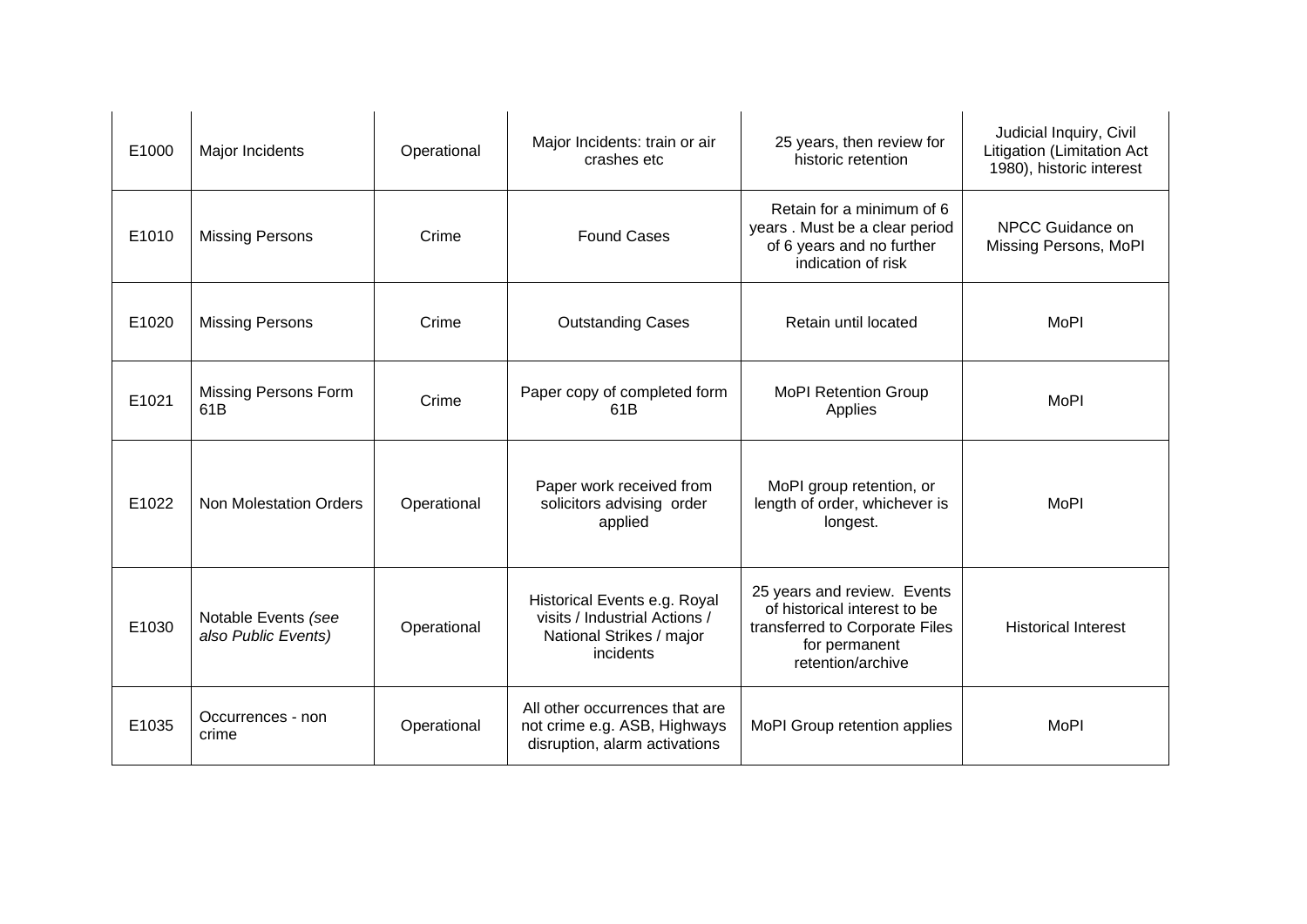| E1000 | Major Incidents | Operational | Major Incidents: train or air crashes etc | 25 years, then review for historic retention | Judicial Inquiry, Civil Litigation (Limitation Act 1980), historic interest |
|---|---|---|---|---|---|
| E1010 | Missing Persons | Crime | Found Cases | Retain for a minimum of 6 years . Must be a clear period of 6 years and no further indication of risk | NPCC Guidance on Missing Persons, MoPI |
| E1020 | Missing Persons | Crime | Outstanding Cases | Retain until located | MoPI |
| E1021 | Missing Persons Form 61B | Crime | Paper copy of completed form 61B | MoPI Retention Group Applies | MoPI |
| E1022 | Non Molestation Orders | Operational | Paper work received from solicitors advising order applied | MoPI group retention, or length of order, whichever is longest. | MoPI |
| E1030 | Notable Events *(see also Public Events)* | Operational | Historical Events e.g. Royal visits / Industrial Actions / National Strikes / major incidents | 25 years and review. Events of historical interest to be transferred to Corporate Files for permanent retention/archive | Historical Interest |
| E1035 | Occurrences - non crime | Operational | All other occurrences that are not crime e.g. ASB, Highways disruption, alarm activations | MoPI Group retention applies | MoPI |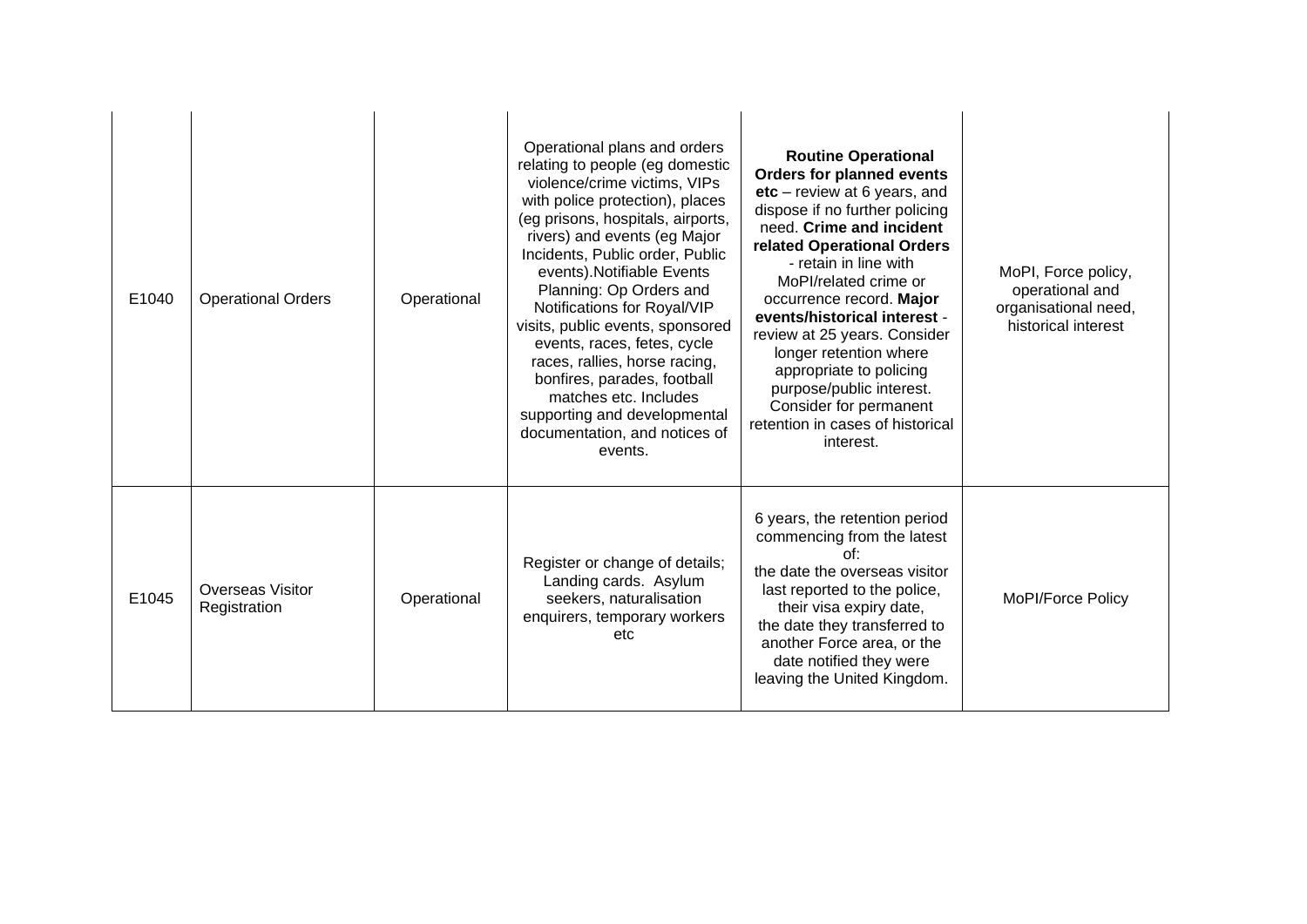| | | | | | |
|---|---|---|---|---|---|
| E1040 | Operational Orders | Operational | Operational plans and orders relating to people (eg domestic violence/crime victims, VIPs with police protection), places (eg prisons, hospitals, airports, rivers) and events (eg Major Incidents, Public order, Public events).Notifiable Events Planning: Op Orders and Notifications for Royal/VIP visits, public events, sponsored events, races, fetes, cycle races, rallies, horse racing, bonfires, parades, football matches etc. Includes supporting and developmental documentation, and notices of events. | **Routine Operational Orders for planned events etc** – review at 6 years, and dispose if no further policing need. **Crime and incident related Operational Orders** - retain in line with MoPI/related crime or occurrence record. **Major events/historical interest** - review at 25 years. Consider longer retention where appropriate to policing purpose/public interest. Consider for permanent retention in cases of historical interest. | MoPI, Force policy, operational and organisational need, historical interest |
| E1045 | Overseas Visitor Registration | Operational | Register or change of details; Landing cards. Asylum seekers, naturalisation enquirers, temporary workers etc | 6 years, the retention period commencing from the latest of: the date the overseas visitor last reported to the police, their visa expiry date, the date they transferred to another Force area, or the date notified they were leaving the United Kingdom. | MoPI/Force Policy |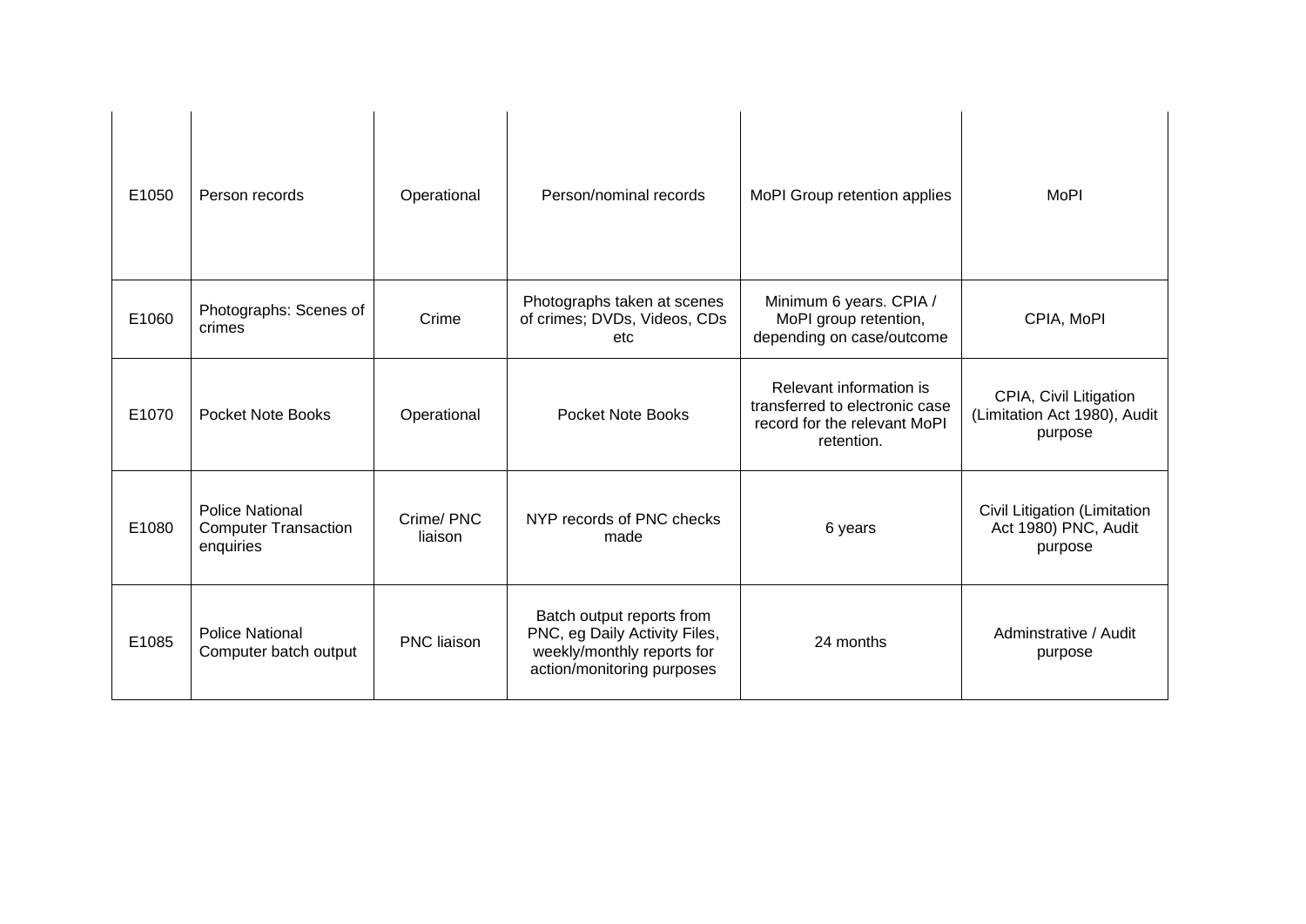| E1050 | Person records | Operational | Person/nominal records | MoPI Group retention applies | MoPI |
|---|---|---|---|---|---|
| E1060 | Photographs: Scenes of crimes | Crime | Photographs taken at scenes of crimes; DVDs, Videos, CDs etc | Minimum 6 years. CPIA / MoPI group retention, depending on case/outcome | CPIA, MoPI |
| E1070 | Pocket Note Books | Operational | Pocket Note Books | Relevant information is transferred to electronic case record for the relevant MoPI retention. | CPIA, Civil Litigation (Limitation Act 1980), Audit purpose |
| E1080 | Police National Computer Transaction enquiries | Crime/ PNC liaison | NYP records of PNC checks made | 6 years | Civil Litigation (Limitation Act 1980) PNC, Audit purpose |
| E1085 | Police National Computer batch output | PNC liaison | Batch output reports from PNC, eg Daily Activity Files, weekly/monthly reports for action/monitoring purposes | 24 months | Adminstrative / Audit purpose |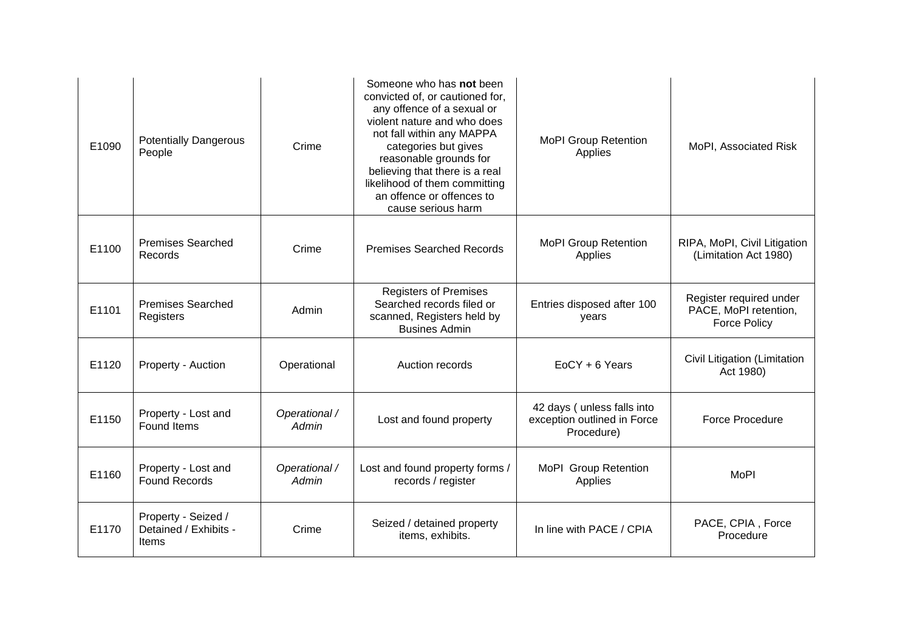| | | | | | |
|---|---|---|---|---|---|
| E1090 | Potentially Dangerous People | Crime | Someone who has **not** been convicted of, or cautioned for, any offence of a sexual or violent nature and who does not fall within any MAPPA categories but gives reasonable grounds for believing that there is a real likelihood of them committing an offence or offences to cause serious harm | MoPI Group Retention Applies | MoPI, Associated Risk |
| E1100 | Premises Searched Records | Crime | Premises Searched Records | MoPI Group Retention Applies | RIPA, MoPI, Civil Litigation (Limitation Act 1980) |
| E1101 | Premises Searched Registers | Admin | Registers of Premises Searched records filed or scanned, Registers held by Busines Admin | Entries disposed after 100 years | Register required under PACE, MoPI retention, Force Policy |
| E1120 | Property - Auction | Operational | Auction records | EoCY + 6 Years | Civil Litigation (Limitation Act 1980) |
| E1150 | Property - Lost and Found Items | *Operational / Admin* | Lost and found property | 42 days ( unless falls into exception outlined in Force Procedure) | Force Procedure |
| E1160 | Property - Lost and Found Records | *Operational / Admin* | Lost and found property forms / records / register | MoPI Group Retention Applies | MoPI |
| E1170 | Property - Seized / Detained / Exhibits - Items | Crime | Seized / detained property items, exhibits. | In line with PACE / CPIA | PACE, CPIA , Force Procedure |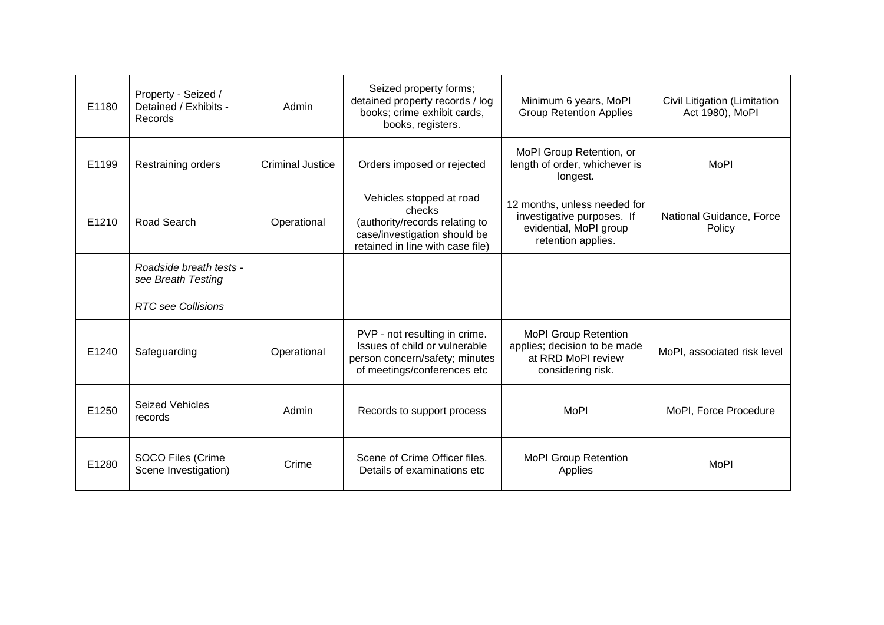| E1180 | Property - Seized / Detained / Exhibits - Records | Admin | Seized property forms; detained property records / log books; crime exhibit cards, books, registers. | Minimum 6 years, MoPI Group Retention Applies | Civil Litigation (Limitation Act 1980), MoPI |
|---|---|---|---|---|---|
| E1199 | Restraining orders | Criminal Justice | Orders imposed or rejected | MoPI Group Retention, or length of order, whichever is longest. | MoPI |
| E1210 | Road Search | Operational | Vehicles stopped at road checks (authority/records relating to case/investigation should be retained in line with case file) | 12 months, unless needed for investigative purposes. If evidential, MoPI group retention applies. | National Guidance, Force Policy |
| | *Roadside breath tests - see Breath Testing* | | | | |
| | *RTC see Collisions* | | | | |
| E1240 | Safeguarding | Operational | PVP - not resulting in crime. Issues of child or vulnerable person concern/safety; minutes of meetings/conferences etc | MoPI Group Retention applies; decision to be made at RRD MoPI review considering risk. | MoPI, associated risk level |
| E1250 | Seized Vehicles records | Admin | Records to support process | MoPI | MoPI, Force Procedure |
| E1280 | SOCO Files (Crime Scene Investigation) | Crime | Scene of Crime Officer files. Details of examinations etc | MoPI Group Retention Applies | MoPI |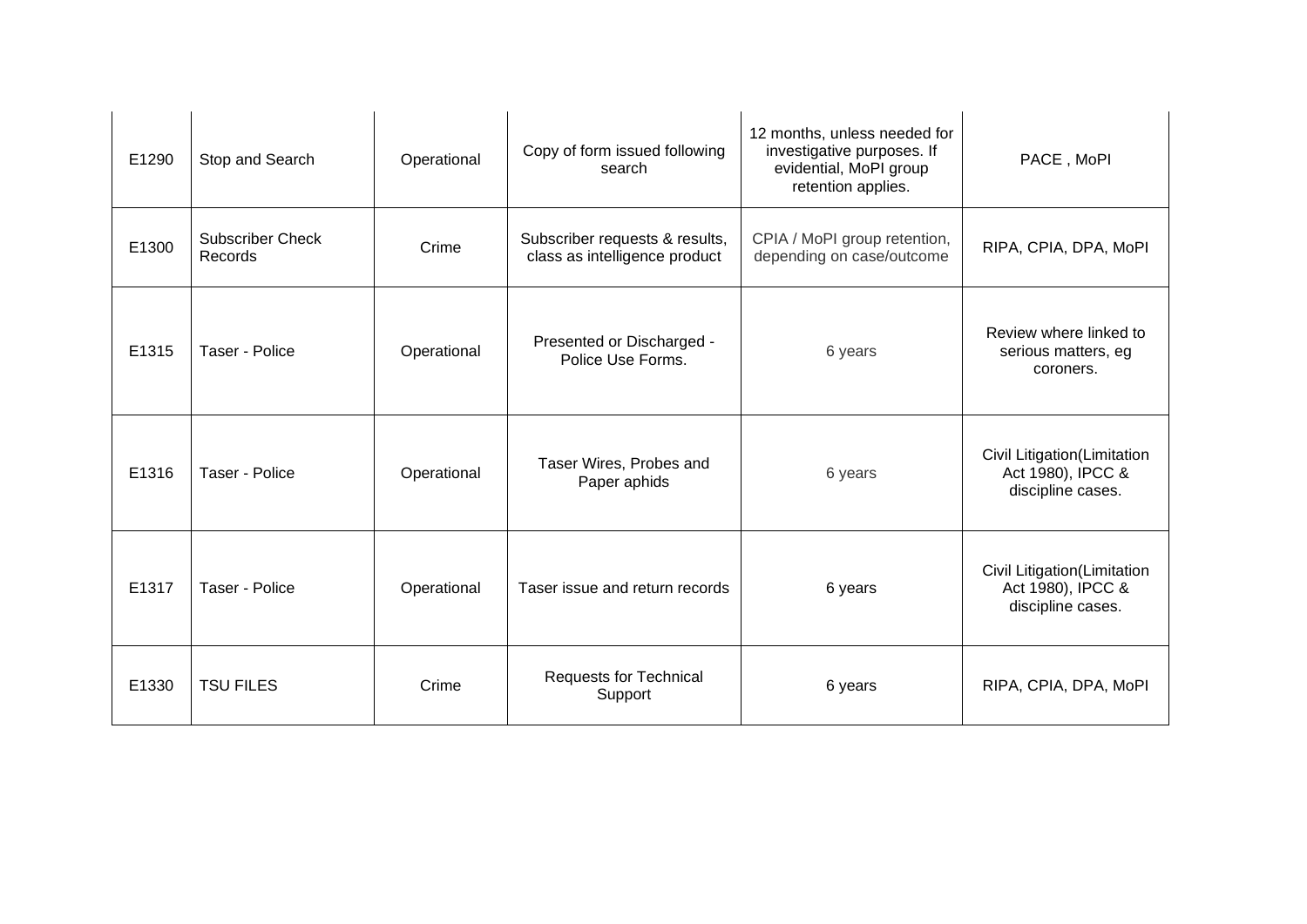| E1290 | Stop and Search | Operational | Copy of form issued following search | 12 months, unless needed for investigative purposes. If evidential, MoPI group retention applies. | PACE , MoPI |
|---|---|---|---|---|---|
| E1300 | Subscriber Check Records | Crime | Subscriber requests & results, class as intelligence product | CPIA / MoPI group retention, depending on case/outcome | RIPA, CPIA, DPA, MoPI |
| E1315 | Taser - Police | Operational | Presented or Discharged - Police Use Forms. | 6 years | Review where linked to serious matters, eg coroners. |
| E1316 | Taser - Police | Operational | Taser Wires, Probes and Paper aphids | 6 years | Civil Litigation(Limitation Act 1980), IPCC & discipline cases. |
| E1317 | Taser - Police | Operational | Taser issue and return records | 6 years | Civil Litigation(Limitation Act 1980), IPCC & discipline cases. |
| E1330 | TSU FILES | Crime | Requests for Technical Support | 6 years | RIPA, CPIA, DPA, MoPI |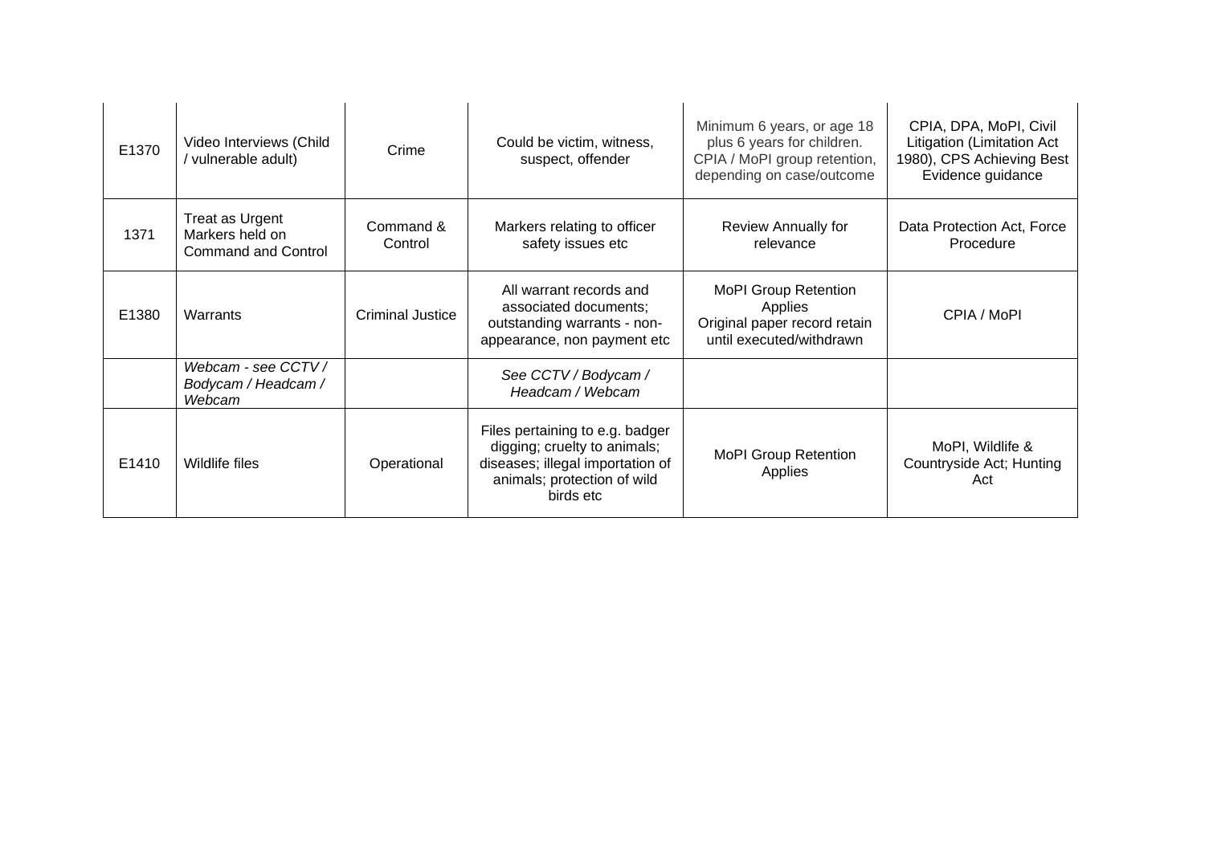| | | | | | |
|---|---|---|---|---|---|
| E1370 | Video Interviews (Child / vulnerable adult) | Crime | Could be victim, witness, suspect, offender | Minimum 6 years, or age 18 plus 6 years for children. CPIA / MoPI group retention, depending on case/outcome | CPIA, DPA, MoPI, Civil Litigation (Limitation Act 1980), CPS Achieving Best Evidence guidance |
| 1371 | Treat as Urgent Markers held on Command and Control | Command & Control | Markers relating to officer safety issues etc | Review Annually for relevance | Data Protection Act, Force Procedure |
| E1380 | Warrants | Criminal Justice | All warrant records and associated documents; outstanding warrants - non-appearance, non payment etc | MoPI Group Retention Applies<br>Original paper record retain until executed/withdrawn | CPIA / MoPI |
| | *Webcam - see CCTV / Bodycam / Headcam / Webcam* | | *See CCTV / Bodycam / Headcam / Webcam* | | |
| E1410 | Wildlife files | Operational | Files pertaining to e.g. badger digging; cruelty to animals; diseases; illegal importation of animals; protection of wild birds etc | MoPI Group Retention Applies | MoPI, Wildlife & Countryside Act; Hunting Act |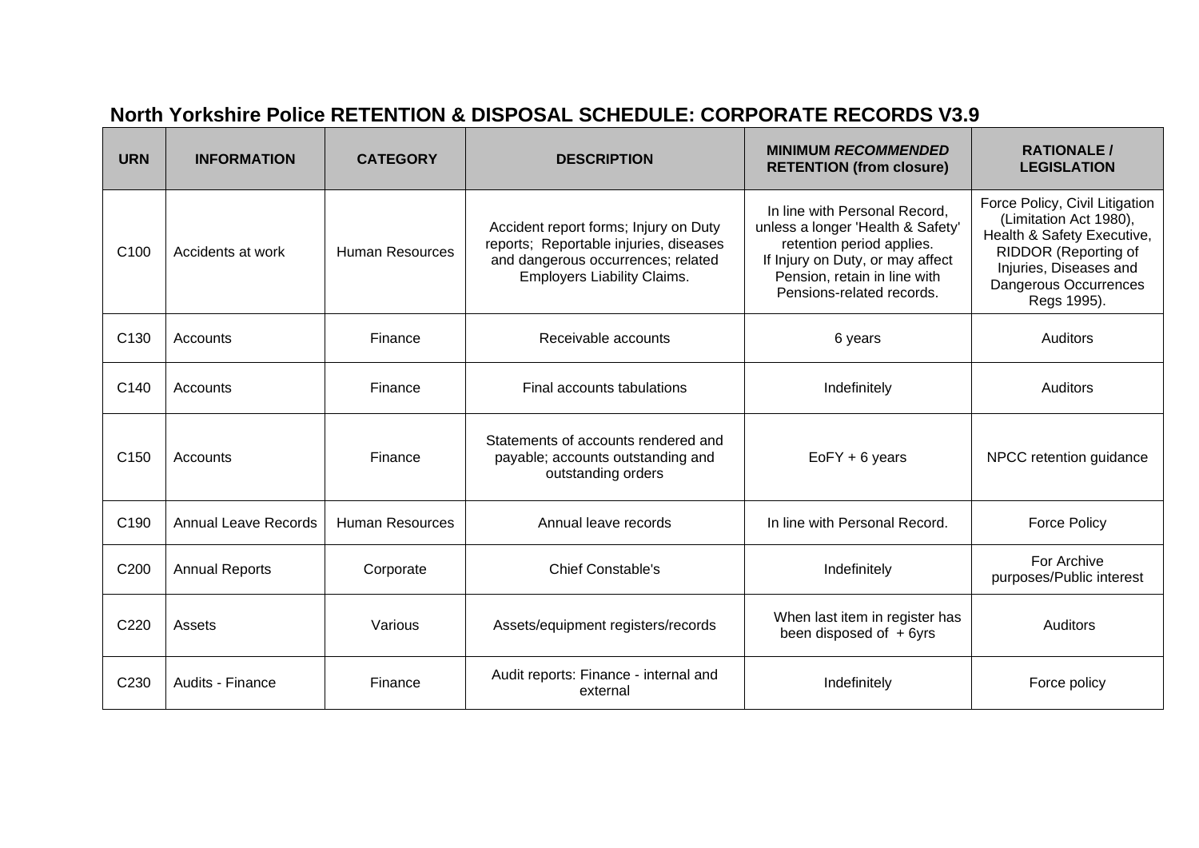## North Yorkshire Police RETENTION & DISPOSAL SCHEDULE: CORPORATE RECORDS V3.9

| URN | INFORMATION | CATEGORY | DESCRIPTION | MINIMUM *RECOMMENDED* RETENTION (from closure) | RATIONALE / LEGISLATION |
|---|---|---|---|---|---|
| C100 | Accidents at work | Human Resources | Accident report forms; Injury on Duty reports; Reportable injuries, diseases and dangerous occurrences; related Employers Liability Claims. | In line with Personal Record, unless a longer 'Health & Safety' retention period applies. If Injury on Duty, or may affect Pension, retain in line with Pensions-related records. | Force Policy, Civil Litigation (Limitation Act 1980), Health & Safety Executive, RIDDOR (Reporting of Injuries, Diseases and Dangerous Occurrences Regs 1995). |
| C130 | Accounts | Finance | Receivable accounts | 6 years | Auditors |
| C140 | Accounts | Finance | Final accounts tabulations | Indefinitely | Auditors |
| C150 | Accounts | Finance | Statements of accounts rendered and payable; accounts outstanding and outstanding orders | EoFY + 6 years | NPCC retention guidance |
| C190 | Annual Leave Records | Human Resources | Annual leave records | In line with Personal Record. | Force Policy |
| C200 | Annual Reports | Corporate | Chief Constable's | Indefinitely | For Archive purposes/Public interest |
| C220 | Assets | Various | Assets/equipment registers/records | When last item in register has been disposed of + 6yrs | Auditors |
| C230 | Audits - Finance | Finance | Audit reports: Finance - internal and external | Indefinitely | Force policy |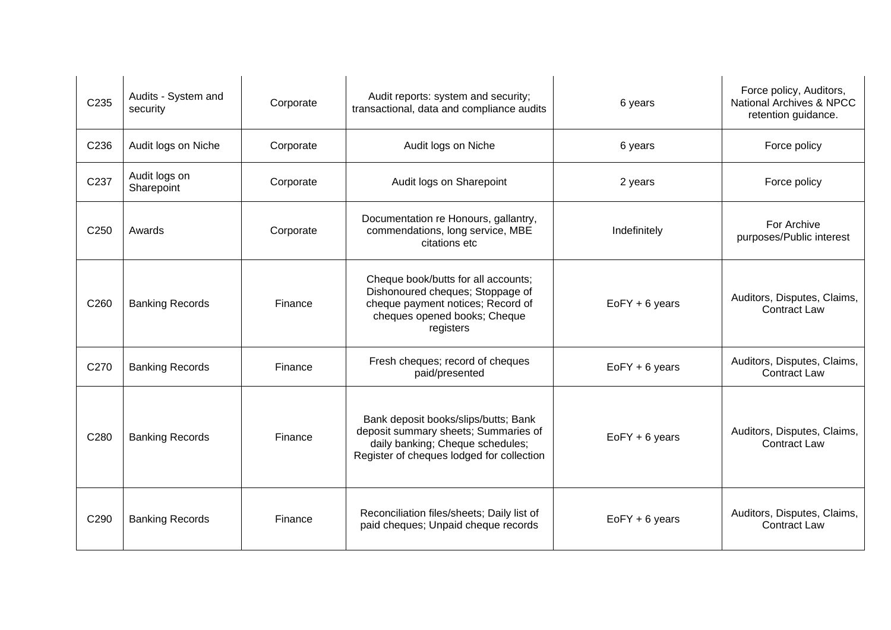| | | | | | |
|---|---|---|---|---|---|
| C235 | Audits - System and security | Corporate | Audit reports: system and security; transactional, data and compliance audits | 6 years | Force policy, Auditors, National Archives & NPCC retention guidance. |
| C236 | Audit logs on Niche | Corporate | Audit logs on Niche | 6 years | Force policy |
| C237 | Audit logs on Sharepoint | Corporate | Audit logs on Sharepoint | 2 years | Force policy |
| C250 | Awards | Corporate | Documentation re Honours, gallantry, commendations, long service, MBE citations etc | Indefinitely | For Archive purposes/Public interest |
| C260 | Banking Records | Finance | Cheque book/butts for all accounts; Dishonoured cheques; Stoppage of cheque payment notices; Record of cheques opened books; Cheque registers | EoFY + 6 years | Auditors, Disputes, Claims, Contract Law |
| C270 | Banking Records | Finance | Fresh cheques; record of cheques paid/presented | EoFY + 6 years | Auditors, Disputes, Claims, Contract Law |
| C280 | Banking Records | Finance | Bank deposit books/slips/butts; Bank deposit summary sheets; Summaries of daily banking; Cheque schedules; Register of cheques lodged for collection | EoFY + 6 years | Auditors, Disputes, Claims, Contract Law |
| C290 | Banking Records | Finance | Reconciliation files/sheets; Daily list of paid cheques; Unpaid cheque records | EoFY + 6 years | Auditors, Disputes, Claims, Contract Law |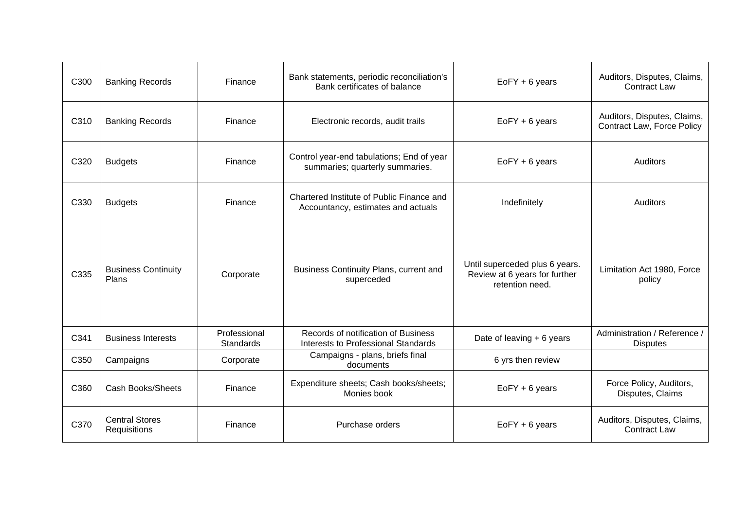| | | | | | |
|---|---|---|---|---|---|
| C300 | Banking Records | Finance | Bank statements, periodic reconciliation's Bank certificates of balance | EoFY + 6 years | Auditors, Disputes, Claims, Contract Law |
| C310 | Banking Records | Finance | Electronic records, audit trails | EoFY + 6 years | Auditors, Disputes, Claims, Contract Law, Force Policy |
| C320 | Budgets | Finance | Control year-end tabulations; End of year summaries; quarterly summaries. | EoFY + 6 years | Auditors |
| C330 | Budgets | Finance | Chartered Institute of Public Finance and Accountancy, estimates and actuals | Indefinitely | Auditors |
| C335 | Business Continuity Plans | Corporate | Business Continuity Plans, current and superceded | Until superceded plus 6 years. Review at 6 years for further retention need. | Limitation Act 1980, Force policy |
| C341 | Business Interests | Professional Standards | Records of notification of Business Interests to Professional Standards | Date of leaving + 6 years | Administration / Reference / Disputes |
| C350 | Campaigns | Corporate | Campaigns - plans, briefs final documents | 6 yrs then review | |
| C360 | Cash Books/Sheets | Finance | Expenditure sheets; Cash books/sheets; Monies book | EoFY + 6 years | Force Policy, Auditors, Disputes, Claims |
| C370 | Central Stores Requisitions | Finance | Purchase orders | EoFY + 6 years | Auditors, Disputes, Claims, Contract Law |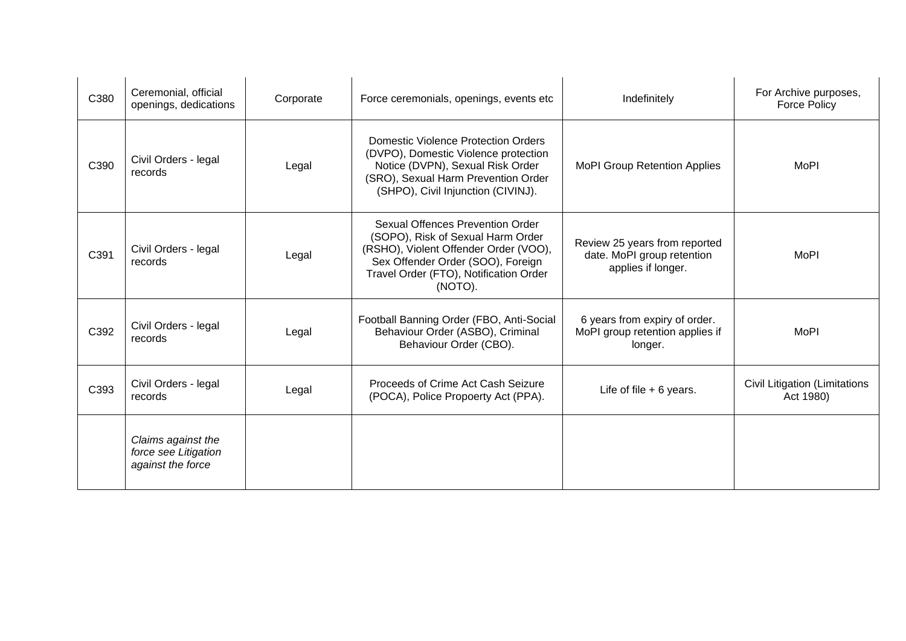| | | | | | |
|---|---|---|---|---|---|
| C380 | Ceremonial, official openings, dedications | Corporate | Force ceremonials, openings, events etc | Indefinitely | For Archive purposes, Force Policy |
| C390 | Civil Orders - legal records | Legal | Domestic Violence Protection Orders (DVPO), Domestic Violence protection Notice (DVPN), Sexual Risk Order (SRO), Sexual Harm Prevention Order (SHPO), Civil Injunction (CIVINJ). | MoPI Group Retention Applies | MoPI |
| C391 | Civil Orders - legal records | Legal | Sexual Offences Prevention Order (SOPO), Risk of Sexual Harm Order (RSHO), Violent Offender Order (VOO), Sex Offender Order (SOO), Foreign Travel Order (FTO), Notification Order (NOTO). | Review 25 years from reported date. MoPI group retention applies if longer. | MoPI |
| C392 | Civil Orders - legal records | Legal | Football Banning Order (FBO, Anti-Social Behaviour Order (ASBO), Criminal Behaviour Order (CBO). | 6 years from expiry of order. MoPI group retention applies if longer. | MoPI |
| C393 | Civil Orders - legal records | Legal | Proceeds of Crime Act Cash Seizure (POCA), Police Propoerty Act (PPA). | Life of file + 6 years. | Civil Litigation (Limitations Act 1980) |
| | *Claims against the force see Litigation against the force* | | | | |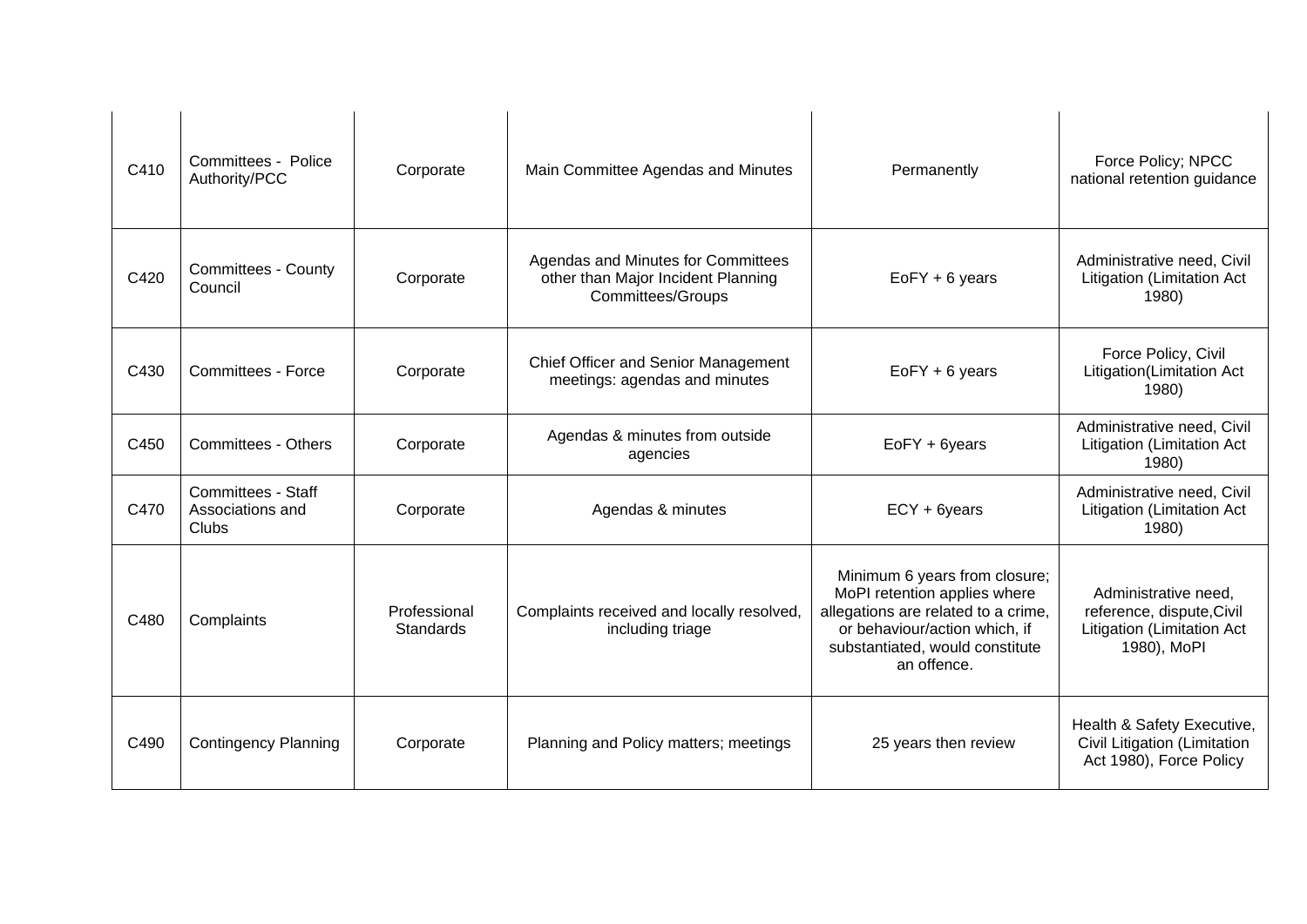| | | | | | |
|---|---|---|---|---|---|
| C410 | Committees - Police Authority/PCC | Corporate | Main Committee Agendas and Minutes | Permanently | Force Policy; NPCC national retention guidance |
| C420 | Committees - County Council | Corporate | Agendas and Minutes for Committees other than Major Incident Planning Committees/Groups | EoFY + 6 years | Administrative need, Civil Litigation (Limitation Act 1980) |
| C430 | Committees - Force | Corporate | Chief Officer and Senior Management meetings: agendas and minutes | EoFY + 6 years | Force Policy, Civil Litigation(Limitation Act 1980) |
| C450 | Committees - Others | Corporate | Agendas & minutes from outside agencies | EoFY + 6years | Administrative need, Civil Litigation (Limitation Act 1980) |
| C470 | Committees - Staff Associations and Clubs | Corporate | Agendas & minutes | ECY + 6years | Administrative need, Civil Litigation (Limitation Act 1980) |
| C480 | Complaints | Professional Standards | Complaints received and locally resolved, including triage | Minimum 6 years from closure; MoPI retention applies where allegations are related to a crime, or behaviour/action which, if substantiated, would constitute an offence. | Administrative need, reference, dispute,Civil Litigation (Limitation Act 1980), MoPI |
| C490 | Contingency Planning | Corporate | Planning and Policy matters; meetings | 25 years then review | Health & Safety Executive, Civil Litigation (Limitation Act 1980), Force Policy |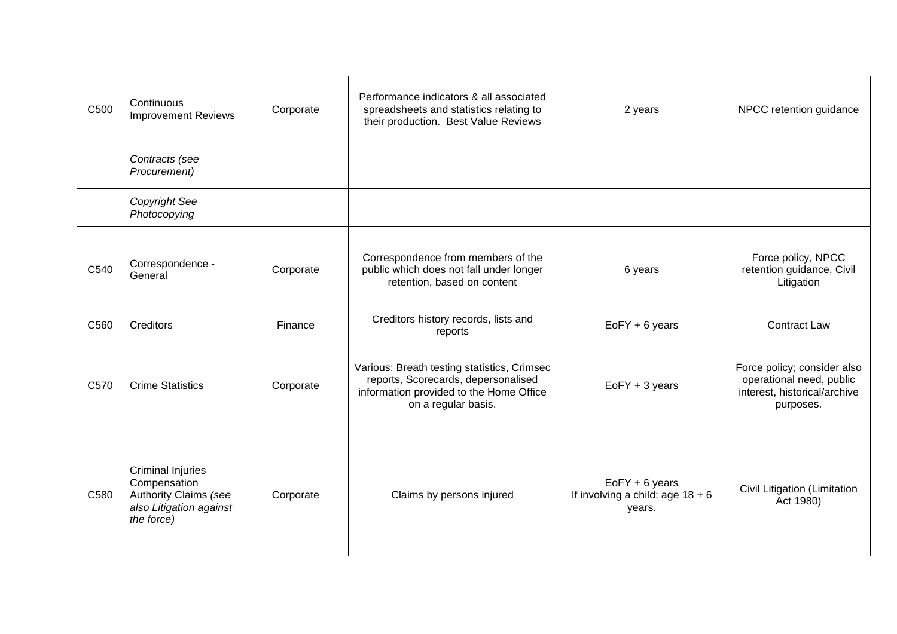| C500 | Continuous Improvement Reviews | Corporate | Performance indicators & all associated spreadsheets and statistics relating to their production. Best Value Reviews | 2 years | NPCC retention guidance |
|---|---|---|---|---|---|
| | *Contracts (see Procurement)* | | | | |
| | *Copyright See Photocopying* | | | | |
| C540 | Correspondence - General | Corporate | Correspondence from members of the public which does not fall under longer retention, based on content | 6 years | Force policy, NPCC retention guidance, Civil Litigation |
| C560 | Creditors | Finance | Creditors history records, lists and reports | EoFY + 6 years | Contract Law |
| C570 | Crime Statistics | Corporate | Various: Breath testing statistics, Crimsec reports, Scorecards, depersonalised information provided to the Home Office on a regular basis. | EoFY + 3 years | Force policy; consider also operational need, public interest, historical/archive purposes. |
| C580 | Criminal Injuries Compensation Authority Claims *(see also Litigation against the force)* | Corporate | Claims by persons injured | EoFY + 6 years<br>If involving a child: age 18 + 6 years. | Civil Litigation (Limitation Act 1980) |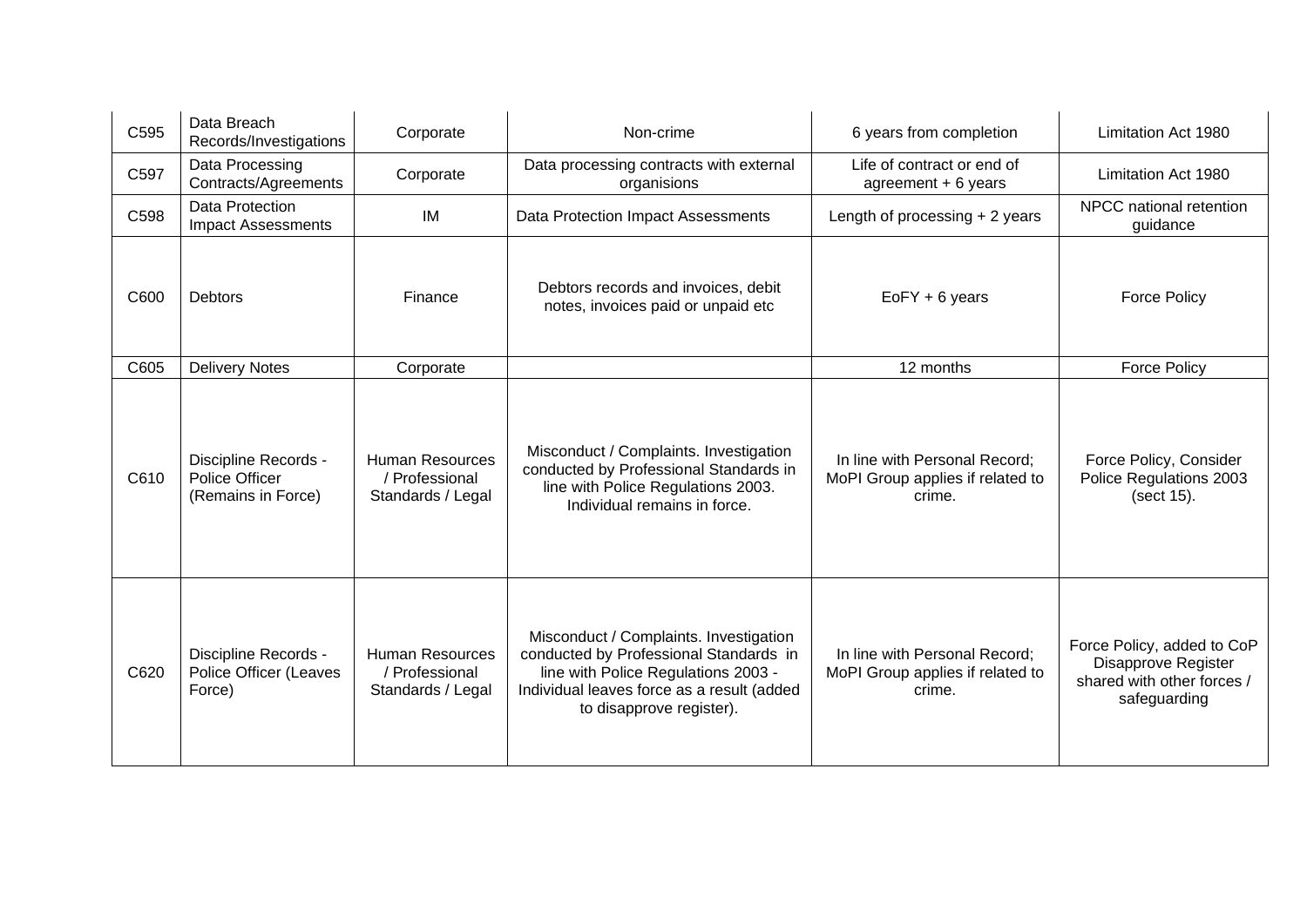| C595 | Data Breach Records/Investigations | Corporate | Non-crime | 6 years from completion | Limitation Act 1980 |
|---|---|---|---|---|---|
| C597 | Data Processing Contracts/Agreements | Corporate | Data processing contracts with external organisations | Life of contract or end of agreement + 6 years | Limitation Act 1980 |
| C598 | Data Protection Impact Assessments | IM | Data Protection Impact Assessments | Length of processing + 2 years | NPCC national retention guidance |
| C600 | Debtors | Finance | Debtors records and invoices, debit notes, invoices paid or unpaid etc | EoFY + 6 years | Force Policy |
| C605 | Delivery Notes | Corporate | | 12 months | Force Policy |
| C610 | Discipline Records - Police Officer (Remains in Force) | Human Resources / Professional Standards / Legal | Misconduct / Complaints. Investigation conducted by Professional Standards in line with Police Regulations 2003. Individual remains in force. | In line with Personal Record; MoPI Group applies if related to crime. | Force Policy, Consider Police Regulations 2003 (sect 15). |
| C620 | Discipline Records - Police Officer (Leaves Force) | Human Resources / Professional Standards / Legal | Misconduct / Complaints. Investigation conducted by Professional Standards in line with Police Regulations 2003 - Individual leaves force as a result (added to disapprove register). | In line with Personal Record; MoPI Group applies if related to crime. | Force Policy, added to CoP Disapprove Register shared with other forces / safeguarding |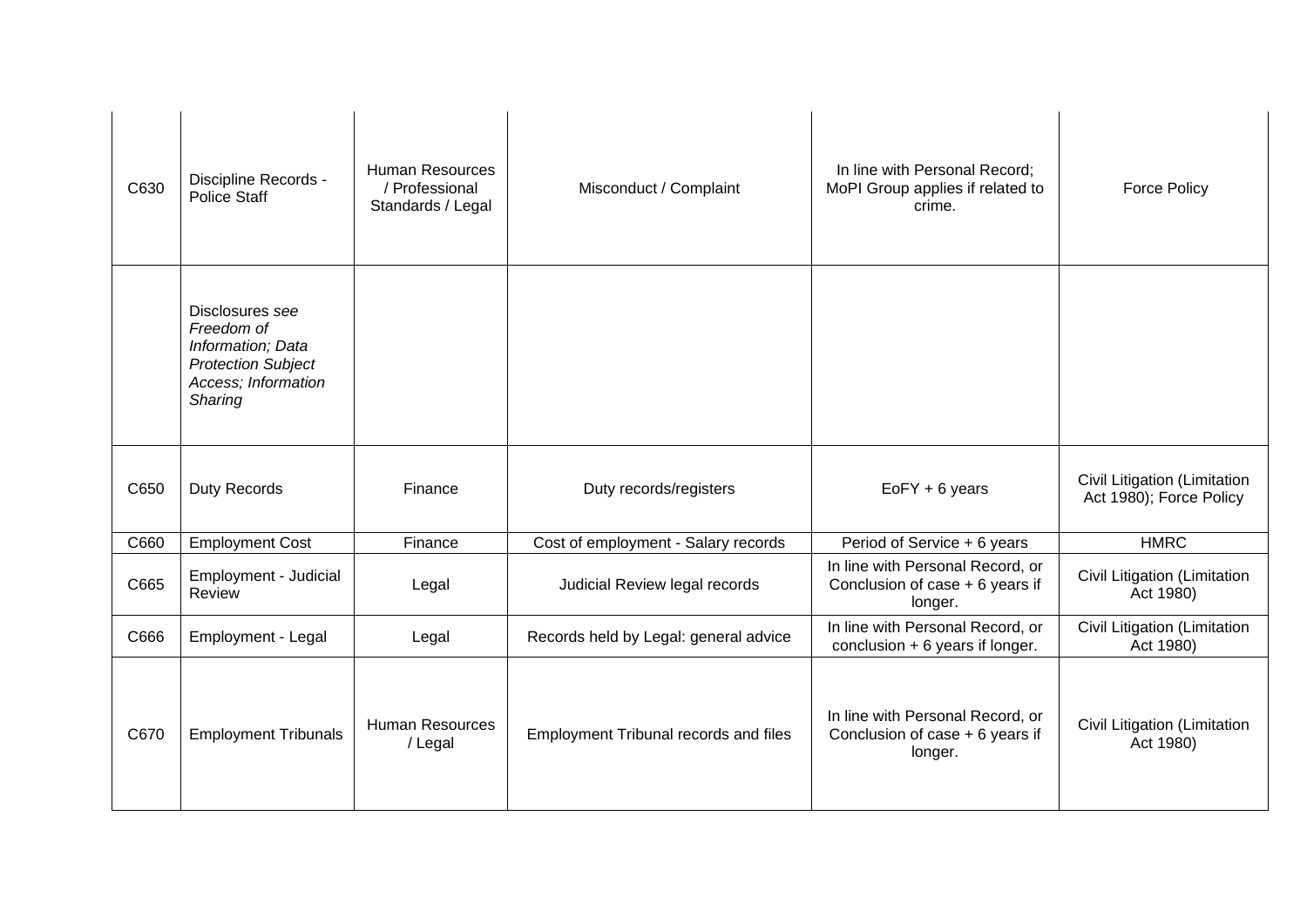| | | | | | |
|---|---|---|---|---|---|
| C630 | Discipline Records - Police Staff | Human Resources / Professional Standards / Legal | Misconduct / Complaint | In line with Personal Record; MoPI Group applies if related to crime. | Force Policy |
| | Disclosures *see Freedom of Information; Data Protection Subject Access; Information Sharing* | | | | |
| C650 | Duty Records | Finance | Duty records/registers | EoFY + 6 years | Civil Litigation (Limitation Act 1980); Force Policy |
| C660 | Employment Cost | Finance | Cost of employment - Salary records | Period of Service + 6 years | HMRC |
| C665 | Employment - Judicial Review | Legal | Judicial Review legal records | In line with Personal Record, or Conclusion of case + 6 years if longer. | Civil Litigation (Limitation Act 1980) |
| C666 | Employment - Legal | Legal | Records held by Legal: general advice | In line with Personal Record, or conclusion + 6 years if longer. | Civil Litigation (Limitation Act 1980) |
| C670 | Employment Tribunals | Human Resources / Legal | Employment Tribunal records and files | In line with Personal Record, or Conclusion of case + 6 years if longer. | Civil Litigation (Limitation Act 1980) |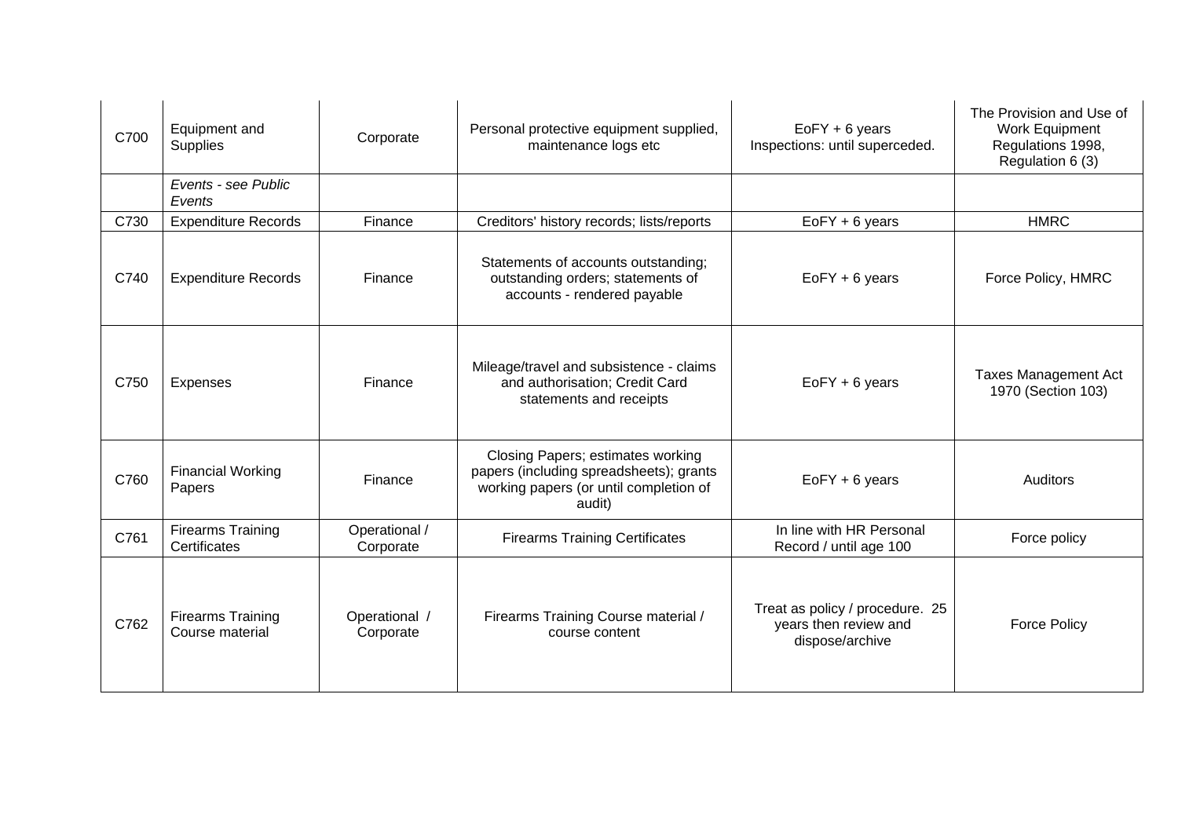| C700 | Equipment and Supplies | Corporate | Personal protective equipment supplied, maintenance logs etc | EoFY + 6 years<br>Inspections: until superceded. | The Provision and Use of Work Equipment Regulations 1998, Regulation 6 (3) |
|---|---|---|---|---|---|
| | *Events - see Public Events* | | | | |
| C730 | Expenditure Records | Finance | Creditors' history records; lists/reports | EoFY + 6 years | HMRC |
| C740 | Expenditure Records | Finance | Statements of accounts outstanding; outstanding orders; statements of accounts - rendered payable | EoFY + 6 years | Force Policy, HMRC |
| C750 | Expenses | Finance | Mileage/travel and subsistence - claims and authorisation; Credit Card statements and receipts | EoFY + 6 years | Taxes Management Act 1970 (Section 103) |
| C760 | Financial Working Papers | Finance | Closing Papers; estimates working papers (including spreadsheets); grants working papers (or until completion of audit) | EoFY + 6 years | Auditors |
| C761 | Firearms Training Certificates | Operational / Corporate | Firearms Training Certificates | In line with HR Personal Record / until age 100 | Force policy |
| C762 | Firearms Training Course material | Operational / Corporate | Firearms Training Course material / course content | Treat as policy / procedure. 25 years then review and dispose/archive | Force Policy |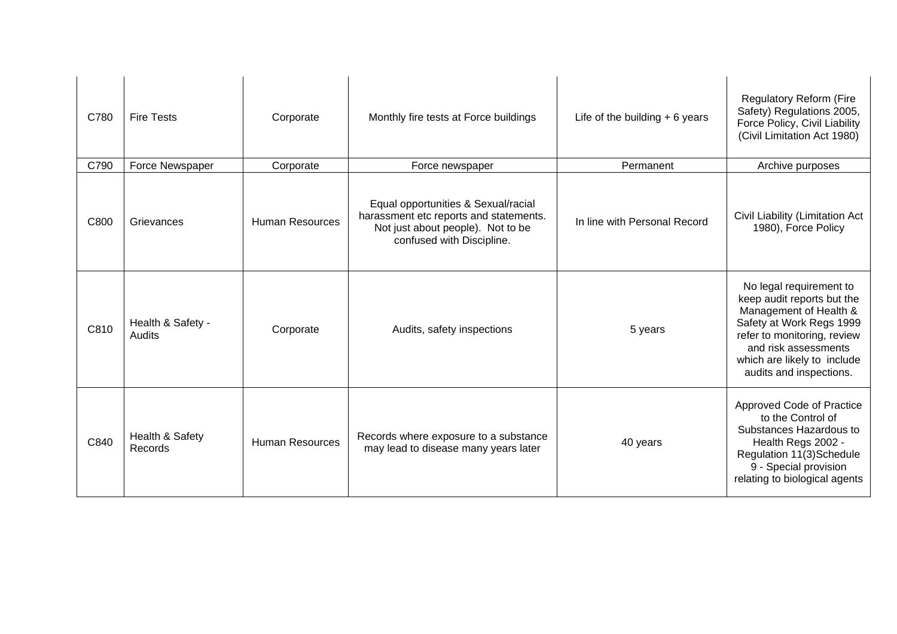| C780 | Fire Tests | Corporate | Monthly fire tests at Force buildings | Life of the building + 6 years | Regulatory Reform (Fire Safety) Regulations 2005, Force Policy, Civil Liability (Civil Limitation Act 1980) |
|---|---|---|---|---|---|
| C790 | Force Newspaper | Corporate | Force newspaper | Permanent | Archive purposes |
| C800 | Grievances | Human Resources | Equal opportunities & Sexual/racial harassment etc reports and statements. Not just about people). Not to be confused with Discipline. | In line with Personal Record | Civil Liability (Limitation Act 1980), Force Policy |
| C810 | Health & Safety - Audits | Corporate | Audits, safety inspections | 5 years | No legal requirement to keep audit reports but the Management of Health & Safety at Work Regs 1999 refer to monitoring, review and risk assessments which are likely to include audits and inspections. |
| C840 | Health & Safety Records | Human Resources | Records where exposure to a substance may lead to disease many years later | 40 years | Approved Code of Practice to the Control of Substances Hazardous to Health Regs 2002 - Regulation 11(3)Schedule 9 - Special provision relating to biological agents |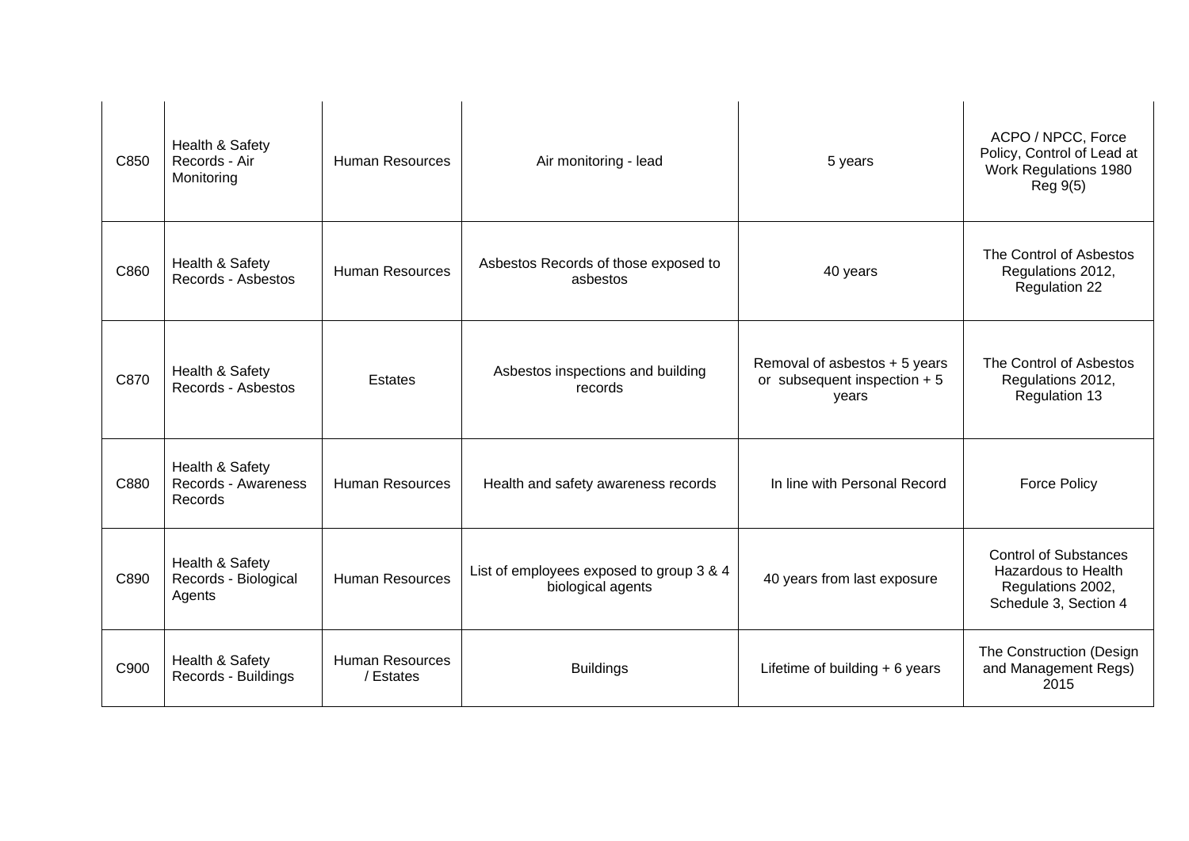| | | | | | |
|---|---|---|---|---|---|
| C850 | Health & Safety Records - Air Monitoring | Human Resources | Air monitoring - lead | 5 years | ACPO / NPCC, Force Policy, Control of Lead at Work Regulations 1980 Reg 9(5) |
| C860 | Health & Safety Records - Asbestos | Human Resources | Asbestos Records of those exposed to asbestos | 40 years | The Control of Asbestos Regulations 2012, Regulation 22 |
| C870 | Health & Safety Records - Asbestos | Estates | Asbestos inspections and building records | Removal of asbestos + 5 years or subsequent inspection + 5 years | The Control of Asbestos Regulations 2012, Regulation 13 |
| C880 | Health & Safety Records - Awareness Records | Human Resources | Health and safety awareness records | In line with Personal Record | Force Policy |
| C890 | Health & Safety Records - Biological Agents | Human Resources | List of employees exposed to group 3 & 4 biological agents | 40 years from last exposure | Control of Substances Hazardous to Health Regulations 2002, Schedule 3, Section 4 |
| C900 | Health & Safety Records - Buildings | Human Resources / Estates | Buildings | Lifetime of building + 6 years | The Construction (Design and Management Regs) 2015 |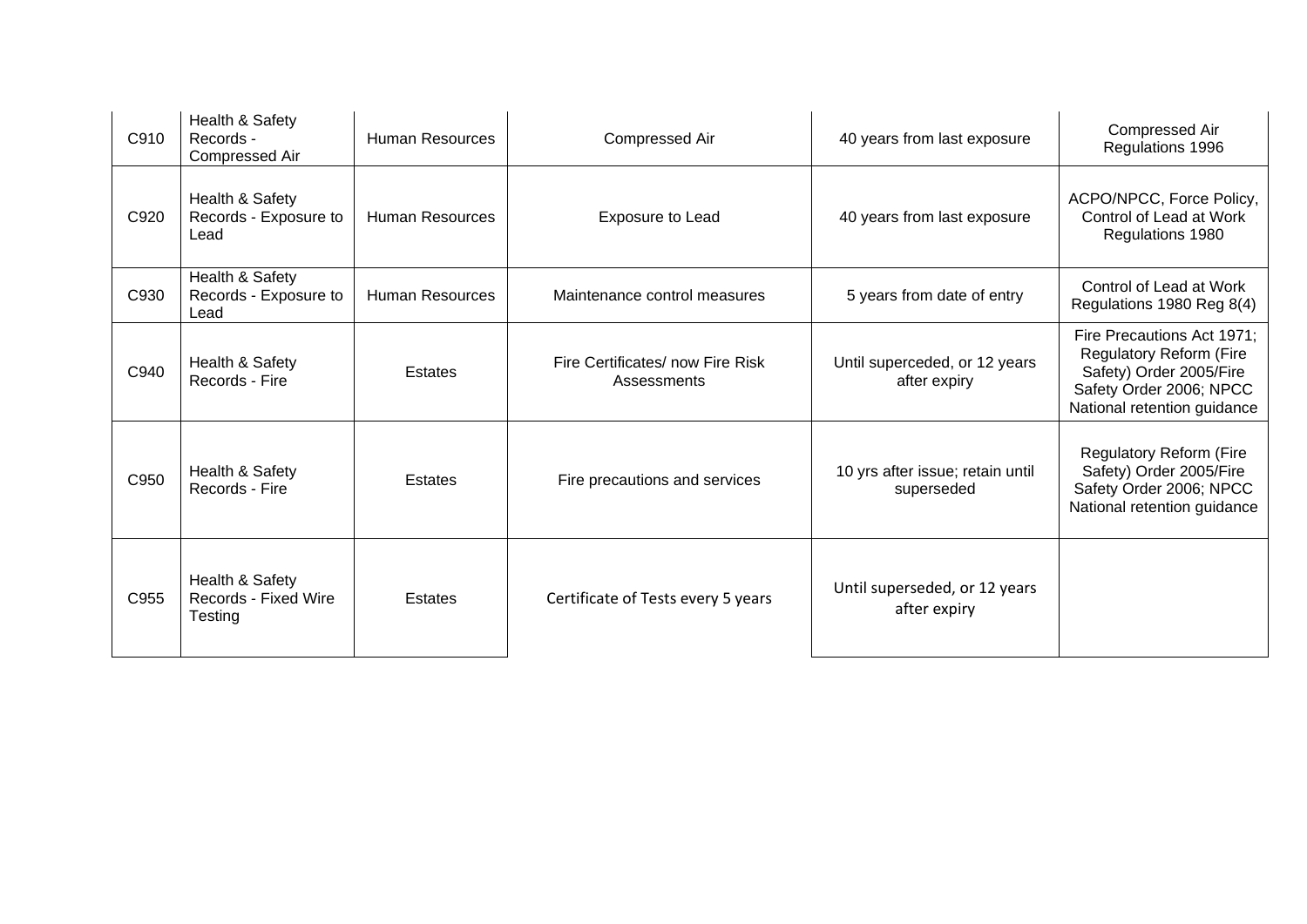| | | | | | |
|---|---|---|---|---|---|
| C910 | Health & Safety Records - Compressed Air | Human Resources | Compressed Air | 40 years from last exposure | Compressed Air Regulations 1996 |
| C920 | Health & Safety Records - Exposure to Lead | Human Resources | Exposure to Lead | 40 years from last exposure | ACPO/NPCC, Force Policy, Control of Lead at Work Regulations 1980 |
| C930 | Health & Safety Records - Exposure to Lead | Human Resources | Maintenance control measures | 5 years from date of entry | Control of Lead at Work Regulations 1980 Reg 8(4) |
| C940 | Health & Safety Records - Fire | Estates | Fire Certificates/ now Fire Risk Assessments | Until superceded, or 12 years after expiry | Fire Precautions Act 1971; Regulatory Reform (Fire Safety) Order 2005/Fire Safety Order 2006; NPCC National retention guidance |
| C950 | Health & Safety Records - Fire | Estates | Fire precautions and services | 10 yrs after issue; retain until superseded | Regulatory Reform (Fire Safety) Order 2005/Fire Safety Order 2006; NPCC National retention guidance |
| C955 | Health & Safety Records - Fixed Wire Testing | Estates | Certificate of Tests every 5 years | Until superseded, or 12 years after expiry | |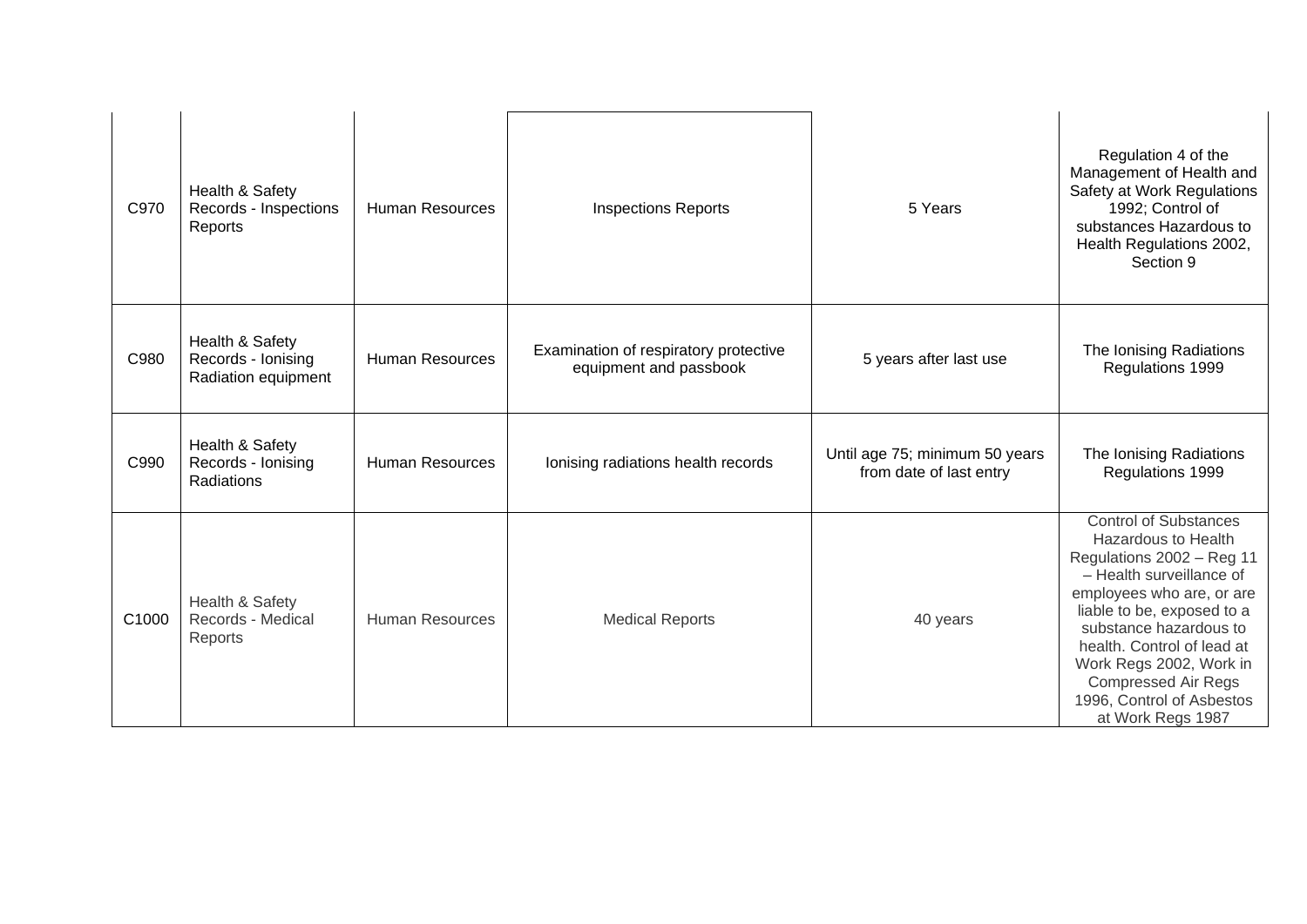| | | | | | |
|---|---|---|---|---|---|
| C970 | Health & Safety Records - Inspections Reports | Human Resources | Inspections Reports | 5 Years | Regulation 4 of the Management of Health and Safety at Work Regulations 1992; Control of substances Hazardous to Health Regulations 2002, Section 9 |
| C980 | Health & Safety Records - Ionising Radiation equipment | Human Resources | Examination of respiratory protective equipment and passbook | 5 years after last use | The Ionising Radiations Regulations 1999 |
| C990 | Health & Safety Records - Ionising Radiations | Human Resources | Ionising radiations health records | Until age 75; minimum 50 years from date of last entry | The Ionising Radiations Regulations 1999 |
| C1000 | Health & Safety Records - Medical Reports | Human Resources | Medical Reports | 40 years | Control of Substances Hazardous to Health Regulations 2002 – Reg 11 – Health surveillance of employees who are, or are liable to be, exposed to a substance hazardous to health. Control of lead at Work Regs 2002, Work in Compressed Air Regs 1996, Control of Asbestos at Work Regs 1987 |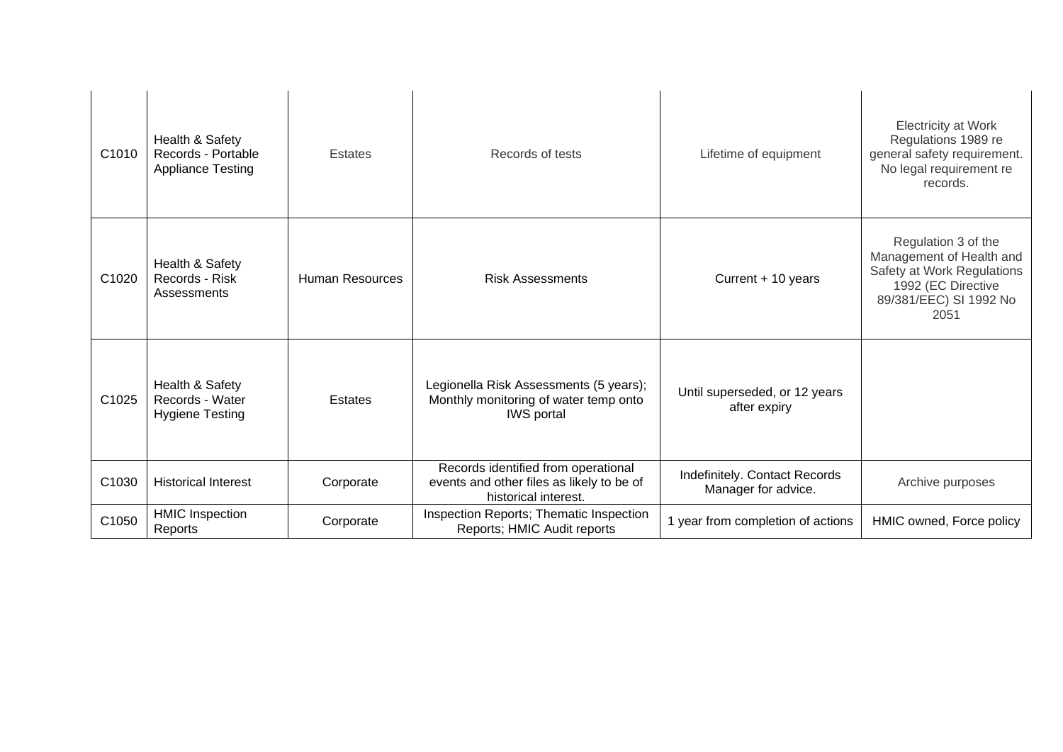| | | | | | |
|---|---|---|---|---|---|
| C1010 | Health & Safety Records - Portable Appliance Testing | Estates | Records of tests | Lifetime of equipment | Electricity at Work Regulations 1989 re general safety requirement. No legal requirement re records. |
| C1020 | Health & Safety Records - Risk Assessments | Human Resources | Risk Assessments | Current + 10 years | Regulation 3 of the Management of Health and Safety at Work Regulations 1992 (EC Directive 89/381/EEC) SI 1992 No 2051 |
| C1025 | Health & Safety Records - Water Hygiene Testing | Estates | Legionella Risk Assessments (5 years); Monthly monitoring of water temp onto IWS portal | Until superseded, or 12 years after expiry | |
| C1030 | Historical Interest | Corporate | Records identified from operational events and other files as likely to be of historical interest. | Indefinitely. Contact Records Manager for advice. | Archive purposes |
| C1050 | HMIC Inspection Reports | Corporate | Inspection Reports; Thematic Inspection Reports; HMIC Audit reports | 1 year from completion of actions | HMIC owned, Force policy |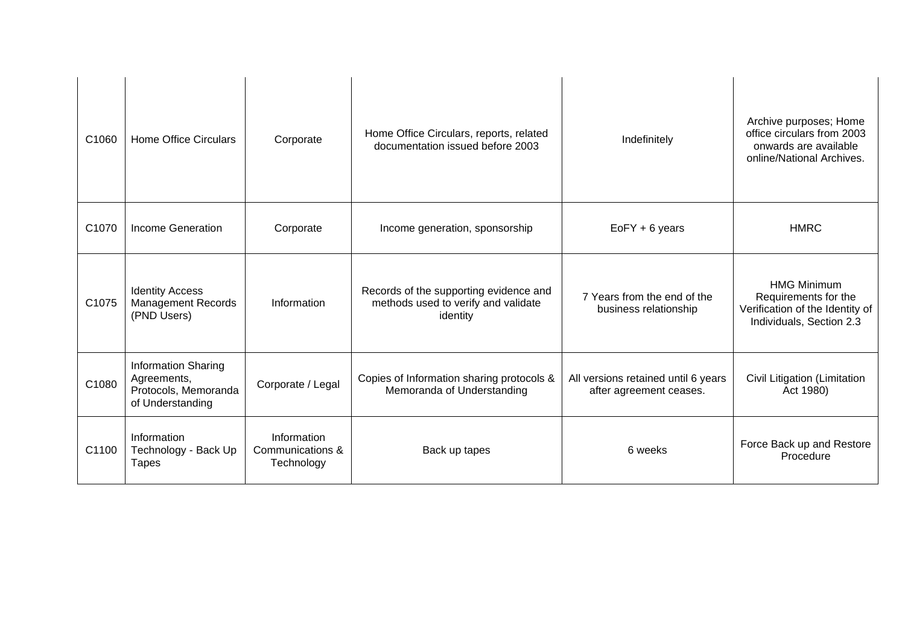| C1060 | Home Office Circulars | Corporate | Home Office Circulars, reports, related documentation issued before 2003 | Indefinitely | Archive purposes; Home office circulars from 2003 onwards are available online/National Archives. |
|---|---|---|---|---|---|
| C1070 | Income Generation | Corporate | Income generation, sponsorship | EoFY + 6 years | HMRC |
| C1075 | Identity Access Management Records (PND Users) | Information | Records of the supporting evidence and methods used to verify and validate identity | 7 Years from the end of the business relationship | HMG Minimum Requirements for the Verification of the Identity of Individuals, Section 2.3 |
| C1080 | Information Sharing Agreements, Protocols, Memoranda of Understanding | Corporate / Legal | Copies of Information sharing protocols & Memoranda of Understanding | All versions retained until 6 years after agreement ceases. | Civil Litigation (Limitation Act 1980) |
| C1100 | Information Technology - Back Up Tapes | Information Communications & Technology | Back up tapes | 6 weeks | Force Back up and Restore Procedure |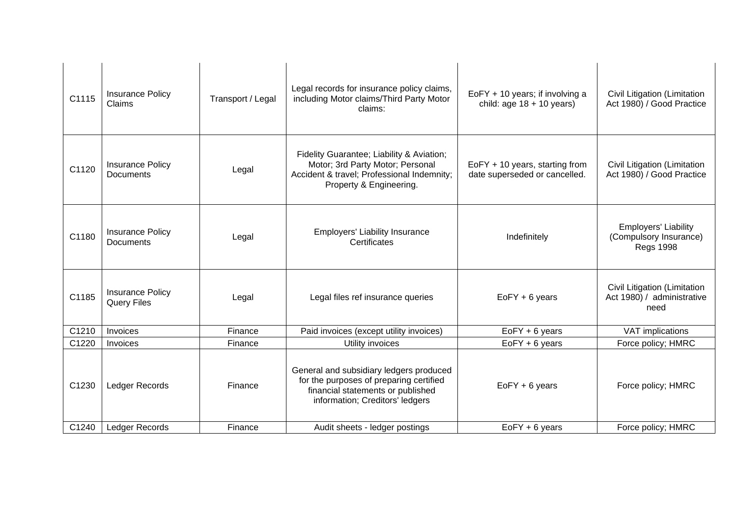| C1115 | Insurance Policy Claims | Transport / Legal | Legal records for insurance policy claims, including Motor claims/Third Party Motor claims: | EoFY + 10 years; if involving a child: age 18 + 10 years) | Civil Litigation (Limitation Act 1980) / Good Practice |
|---|---|---|---|---|---|
| C1120 | Insurance Policy Documents | Legal | Fidelity Guarantee; Liability & Aviation; Motor; 3rd Party Motor; Personal Accident & travel; Professional Indemnity; Property & Engineering. | EoFY + 10 years, starting from date superseded or cancelled. | Civil Litigation (Limitation Act 1980) / Good Practice |
| C1180 | Insurance Policy Documents | Legal | Employers' Liability Insurance Certificates | Indefinitely | Employers' Liability (Compulsory Insurance) Regs 1998 |
| C1185 | Insurance Policy Query Files | Legal | Legal files ref insurance queries | EoFY + 6 years | Civil Litigation (Limitation Act 1980) / administrative need |
| C1210 | Invoices | Finance | Paid invoices (except utility invoices) | EoFY + 6 years | VAT implications |
| C1220 | Invoices | Finance | Utility invoices | EoFY + 6 years | Force policy; HMRC |
| C1230 | Ledger Records | Finance | General and subsidiary ledgers produced for the purposes of preparing certified financial statements or published information; Creditors' ledgers | EoFY + 6 years | Force policy; HMRC |
| C1240 | Ledger Records | Finance | Audit sheets - ledger postings | EoFY + 6 years | Force policy; HMRC |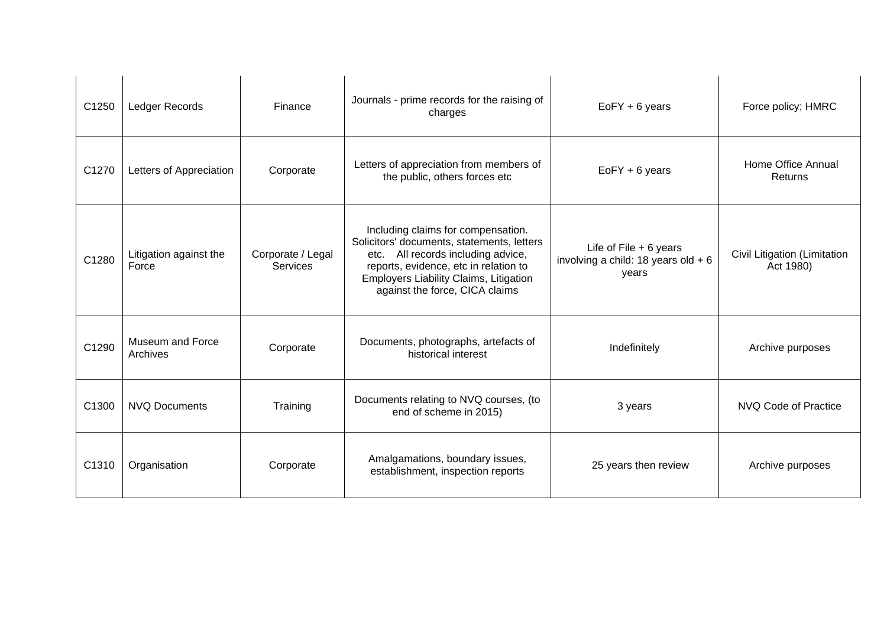| C1250 | Ledger Records | Finance | Journals - prime records for the raising of charges | EoFY + 6 years | Force policy; HMRC |
|---|---|---|---|---|---|
| C1270 | Letters of Appreciation | Corporate | Letters of appreciation from members of the public, others forces etc | EoFY + 6 years | Home Office Annual Returns |
| C1280 | Litigation against the Force | Corporate / Legal Services | Including claims for compensation. Solicitors' documents, statements, letters etc. All records including advice, reports, evidence, etc in relation to Employers Liability Claims, Litigation against the force, CICA claims | Life of File + 6 years involving a child: 18 years old + 6 years | Civil Litigation (Limitation Act 1980) |
| C1290 | Museum and Force Archives | Corporate | Documents, photographs, artefacts of historical interest | Indefinitely | Archive purposes |
| C1300 | NVQ Documents | Training | Documents relating to NVQ courses, (to end of scheme in 2015) | 3 years | NVQ Code of Practice |
| C1310 | Organisation | Corporate | Amalgamations, boundary issues, establishment, inspection reports | 25 years then review | Archive purposes |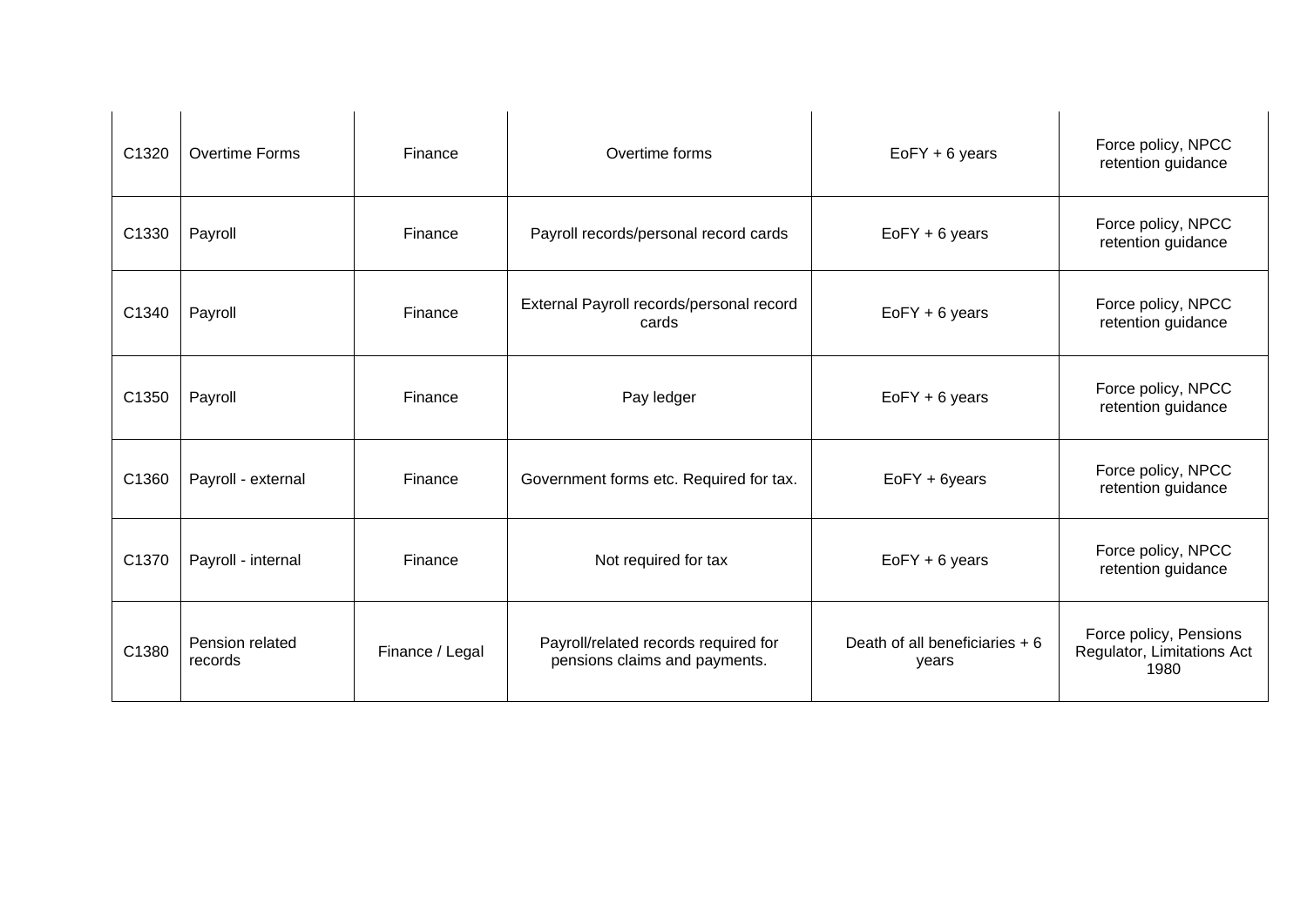| | | | | | |
|---|---|---|---|---|---|
| C1320 | Overtime Forms | Finance | Overtime forms | EoFY + 6 years | Force policy, NPCC retention guidance |
| C1330 | Payroll | Finance | Payroll records/personal record cards | EoFY + 6 years | Force policy, NPCC retention guidance |
| C1340 | Payroll | Finance | External Payroll records/personal record cards | EoFY + 6 years | Force policy, NPCC retention guidance |
| C1350 | Payroll | Finance | Pay ledger | EoFY + 6 years | Force policy, NPCC retention guidance |
| C1360 | Payroll - external | Finance | Government forms etc. Required for tax. | EoFY + 6years | Force policy, NPCC retention guidance |
| C1370 | Payroll - internal | Finance | Not required for tax | EoFY + 6 years | Force policy, NPCC retention guidance |
| C1380 | Pension related records | Finance / Legal | Payroll/related records required for pensions claims and payments. | Death of all beneficiaries + 6 years | Force policy, Pensions Regulator, Limitations Act 1980 |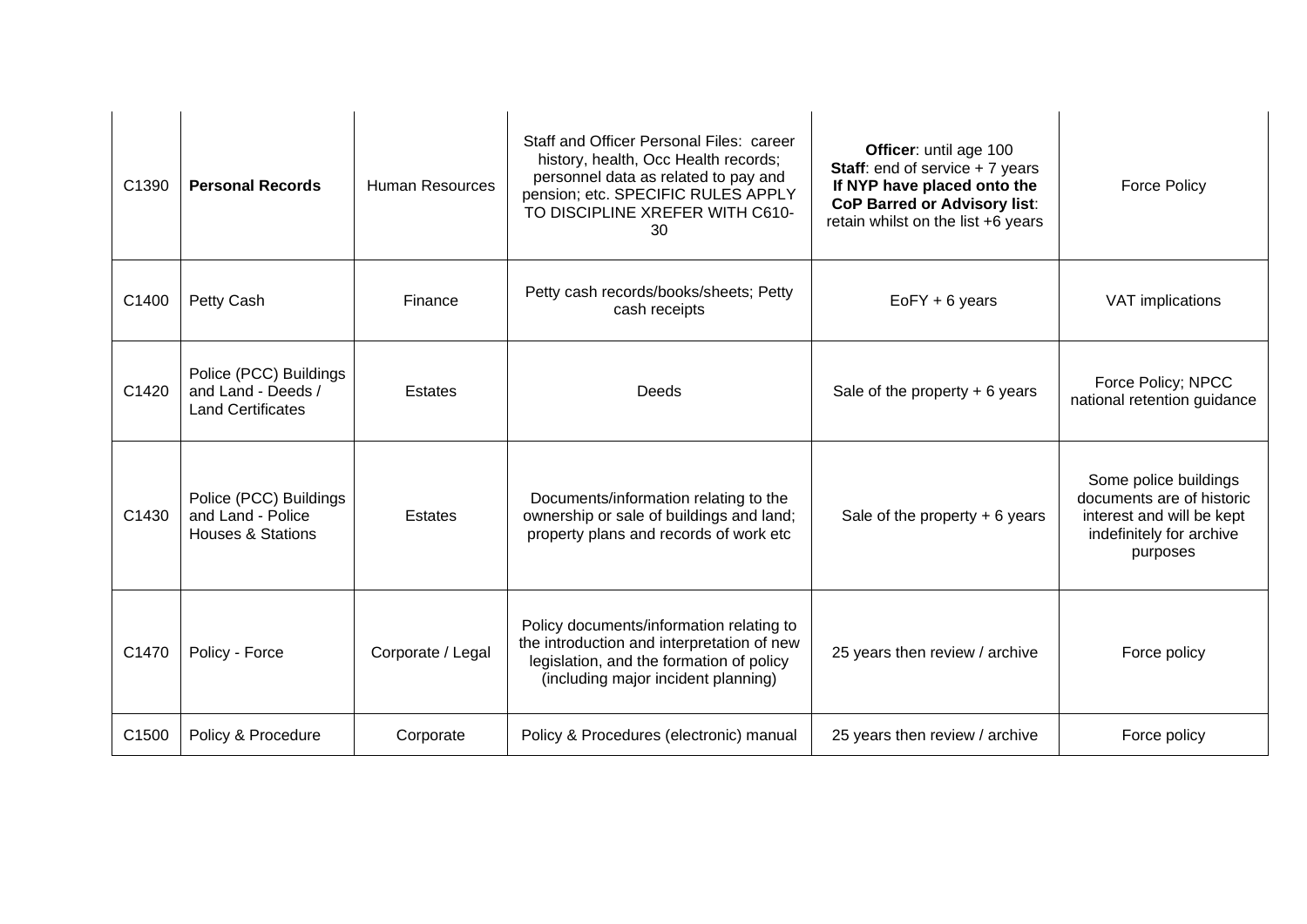| | | | | | |
|---|---|---|---|---|---|
| C1390 | **Personal Records** | Human Resources | Staff and Officer Personal Files: career history, health, Occ Health records; personnel data as related to pay and pension; etc. SPECIFIC RULES APPLY TO DISCIPLINE XREFER WITH C610-30 | **Officer**: until age 100<br>**Staff**: end of service + 7 years<br>**If NYP have placed onto the CoP Barred or Advisory list**: retain whilst on the list +6 years | Force Policy |
| C1400 | Petty Cash | Finance | Petty cash records/books/sheets; Petty cash receipts | EoFY + 6 years | VAT implications |
| C1420 | Police (PCC) Buildings and Land - Deeds / Land Certificates | Estates | Deeds | Sale of the property + 6 years | Force Policy; NPCC national retention guidance |
| C1430 | Police (PCC) Buildings and Land - Police Houses & Stations | Estates | Documents/information relating to the ownership or sale of buildings and land; property plans and records of work etc | Sale of the property + 6 years | Some police buildings documents are of historic interest and will be kept indefinitely for archive purposes |
| C1470 | Policy - Force | Corporate / Legal | Policy documents/information relating to the introduction and interpretation of new legislation, and the formation of policy (including major incident planning) | 25 years then review / archive | Force policy |
| C1500 | Policy & Procedure | Corporate | Policy & Procedures (electronic) manual | 25 years then review / archive | Force policy |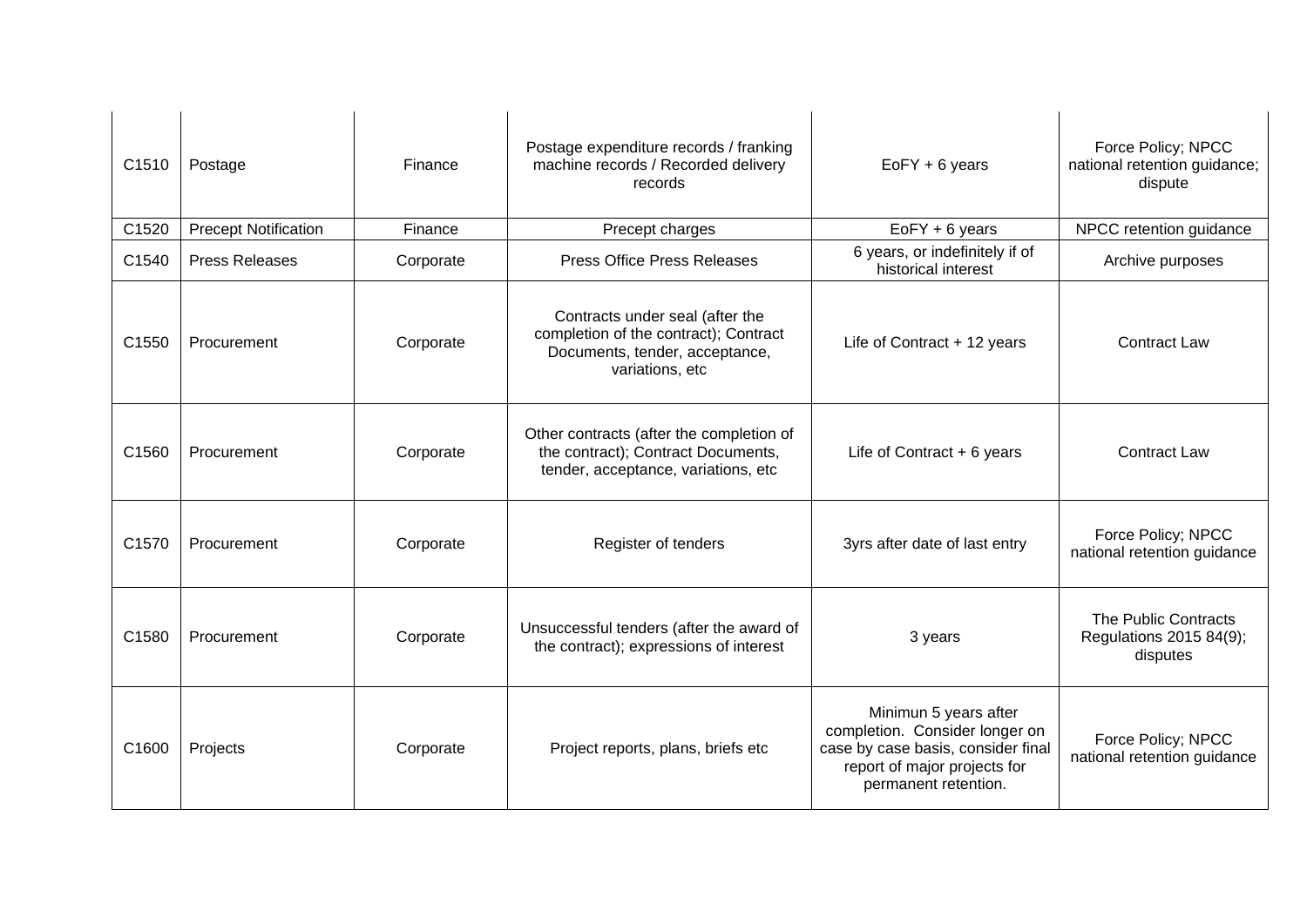| C1510 | Postage | Finance | Postage expenditure records / franking machine records / Recorded delivery records | EoFY + 6 years | Force Policy; NPCC national retention guidance; dispute |
|---|---|---|---|---|---|
| C1520 | Precept Notification | Finance | Precept charges | EoFY + 6 years | NPCC retention guidance |
| C1540 | Press Releases | Corporate | Press Office Press Releases | 6 years, or indefinitely if of historical interest | Archive purposes |
| C1550 | Procurement | Corporate | Contracts under seal (after the completion of the contract); Contract Documents, tender, acceptance, variations, etc | Life of Contract + 12 years | Contract Law |
| C1560 | Procurement | Corporate | Other contracts (after the completion of the contract); Contract Documents, tender, acceptance, variations, etc | Life of Contract + 6 years | Contract Law |
| C1570 | Procurement | Corporate | Register of tenders | 3yrs after date of last entry | Force Policy; NPCC national retention guidance |
| C1580 | Procurement | Corporate | Unsuccessful tenders (after the award of the contract); expressions of interest | 3 years | The Public Contracts Regulations 2015 84(9); disputes |
| C1600 | Projects | Corporate | Project reports, plans, briefs etc | Minimun 5 years after completion. Consider longer on case by case basis, consider final report of major projects for permanent retention. | Force Policy; NPCC national retention guidance |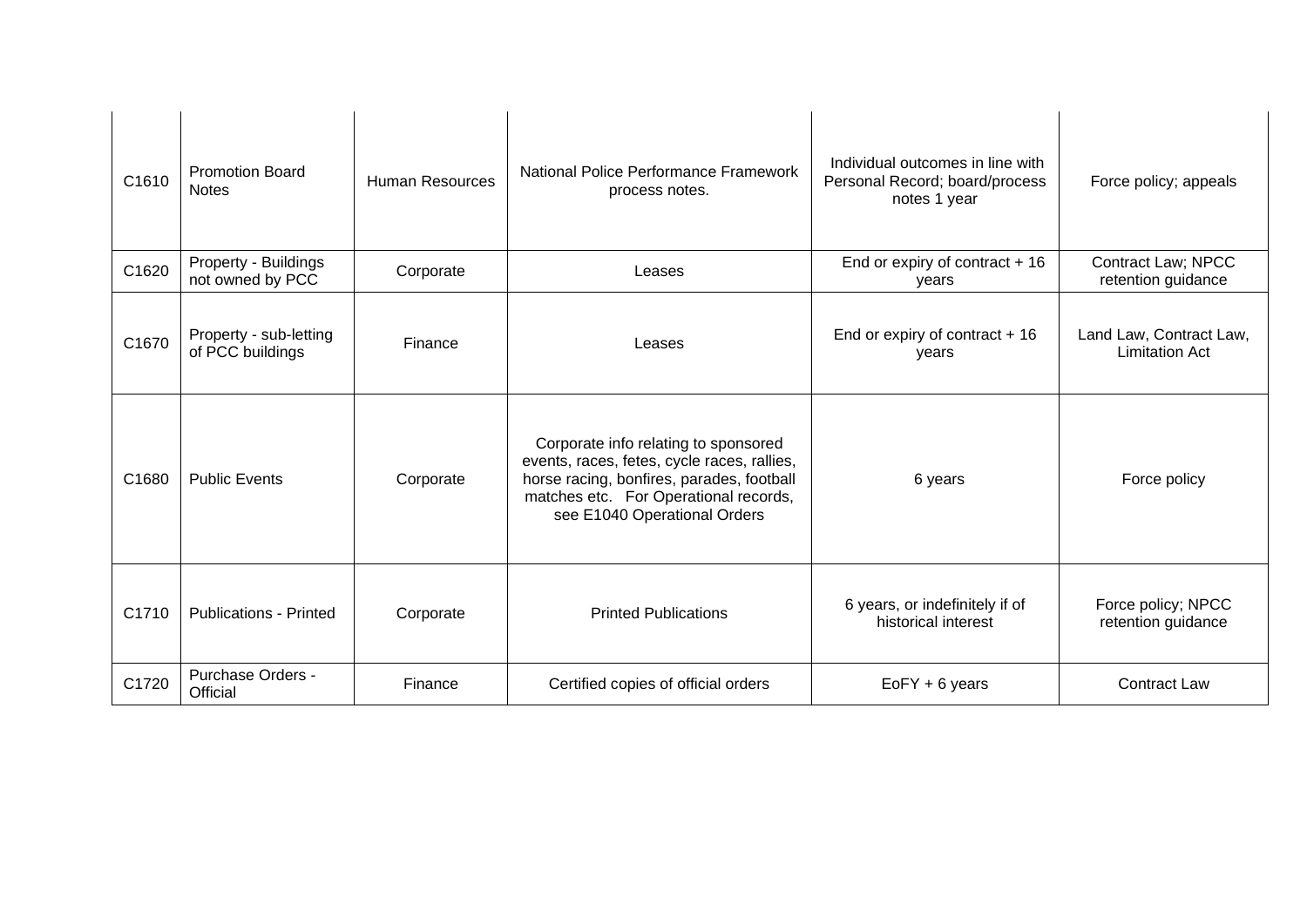| C1610 | Promotion Board Notes | Human Resources | National Police Performance Framework process notes. | Individual outcomes in line with Personal Record; board/process notes 1 year | Force policy; appeals |
|---|---|---|---|---|---|
| C1620 | Property - Buildings not owned by PCC | Corporate | Leases | End or expiry of contract + 16 years | Contract Law; NPCC retention guidance |
| C1670 | Property - sub-letting of PCC buildings | Finance | Leases | End or expiry of contract + 16 years | Land Law, Contract Law, Limitation Act |
| C1680 | Public Events | Corporate | Corporate info relating to sponsored events, races, fetes, cycle races, rallies, horse racing, bonfires, parades, football matches etc. For Operational records, see E1040 Operational Orders | 6 years | Force policy |
| C1710 | Publications - Printed | Corporate | Printed Publications | 6 years, or indefinitely if of historical interest | Force policy; NPCC retention guidance |
| C1720 | Purchase Orders - Official | Finance | Certified copies of official orders | EoFY + 6 years | Contract Law |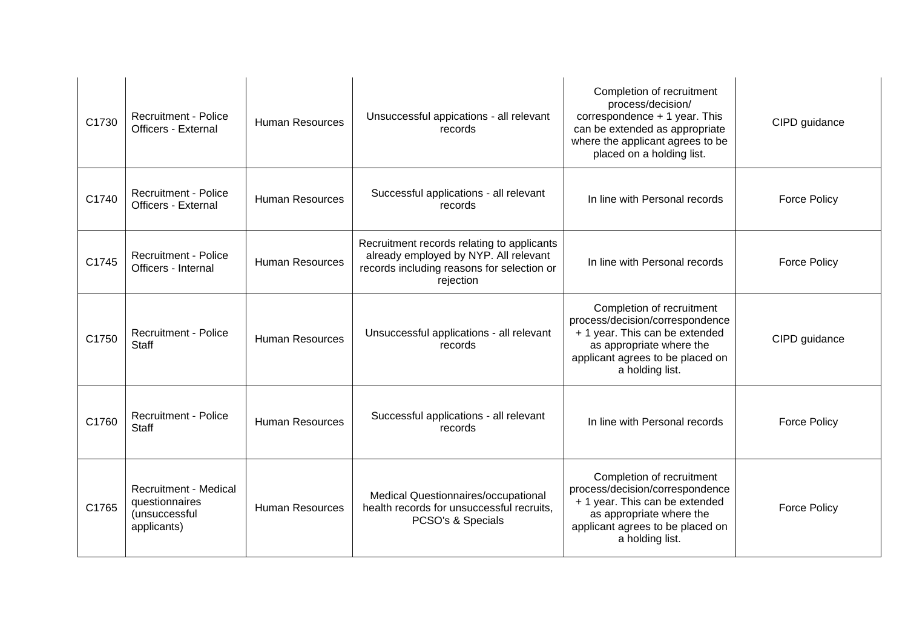| C1730 | Recruitment - Police Officers - External | Human Resources | Unsuccessful appications - all relevant records | Completion of recruitment process/decision/ correspondence + 1 year. This can be extended as appropriate where the applicant agrees to be placed on a holding list. | CIPD guidance |
|---|---|---|---|---|---|
| C1740 | Recruitment - Police Officers - External | Human Resources | Successful applications - all relevant records | In line with Personal records | Force Policy |
| C1745 | Recruitment - Police Officers - Internal | Human Resources | Recruitment records relating to applicants already employed by NYP. All relevant records including reasons for selection or rejection | In line with Personal records | Force Policy |
| C1750 | Recruitment - Police Staff | Human Resources | Unsuccessful applications - all relevant records | Completion of recruitment process/decision/correspondence + 1 year. This can be extended as appropriate where the applicant agrees to be placed on a holding list. | CIPD guidance |
| C1760 | Recruitment - Police Staff | Human Resources | Successful applications - all relevant records | In line with Personal records | Force Policy |
| C1765 | Recruitment - Medical questionnaires (unsuccessful applicants) | Human Resources | Medical Questionnaires/occupational health records for unsuccessful recruits, PCSO's & Specials | Completion of recruitment process/decision/correspondence + 1 year. This can be extended as appropriate where the applicant agrees to be placed on a holding list. | Force Policy |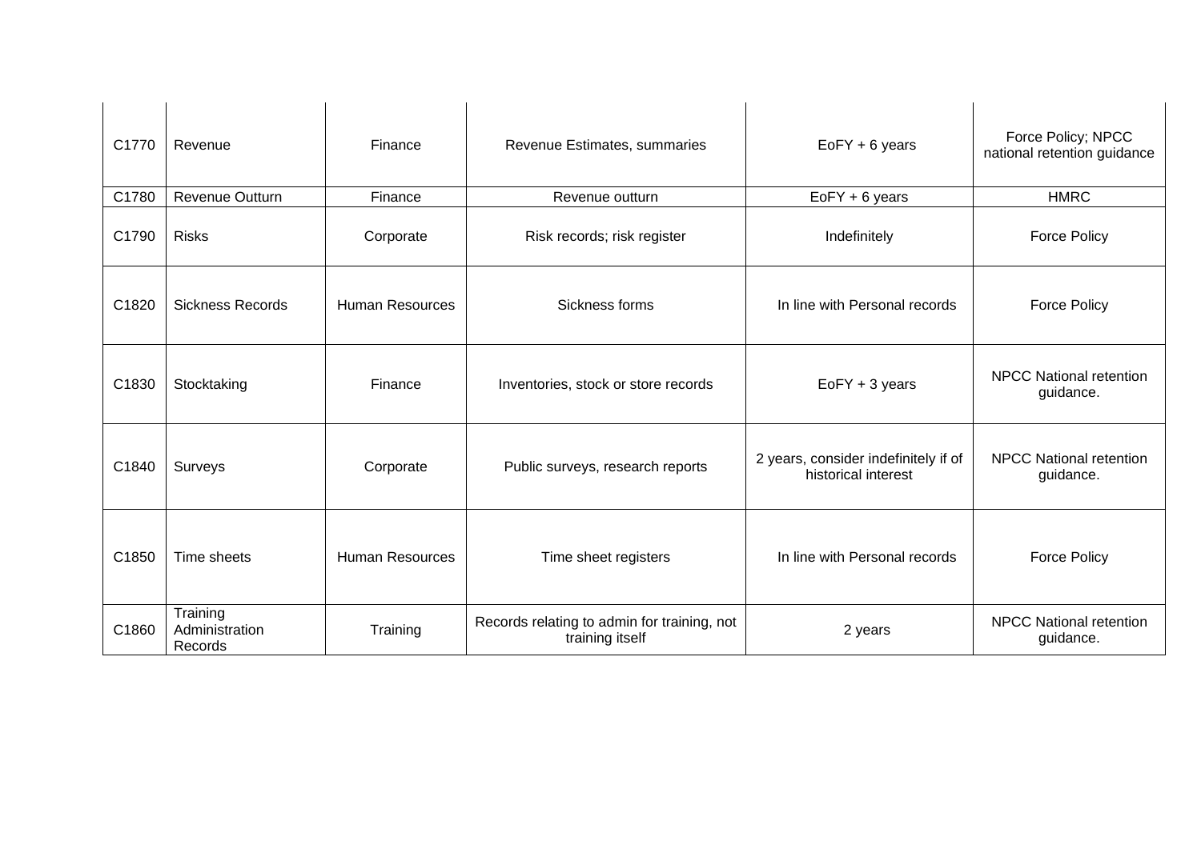| C1770 | Revenue | Finance | Revenue Estimates, summaries | EoFY + 6 years | Force Policy; NPCC national retention guidance |
|---|---|---|---|---|---|
| C1780 | Revenue Outturn | Finance | Revenue outturn | EoFY + 6 years | HMRC |
| C1790 | Risks | Corporate | Risk records; risk register | Indefinitely | Force Policy |
| C1820 | Sickness Records | Human Resources | Sickness forms | In line with Personal records | Force Policy |
| C1830 | Stocktaking | Finance | Inventories, stock or store records | EoFY + 3 years | NPCC National retention guidance. |
| C1840 | Surveys | Corporate | Public surveys, research reports | 2 years, consider indefinitely if of historical interest | NPCC National retention guidance. |
| C1850 | Time sheets | Human Resources | Time sheet registers | In line with Personal records | Force Policy |
| C1860 | Training Administration Records | Training | Records relating to admin for training, not training itself | 2 years | NPCC National retention guidance. |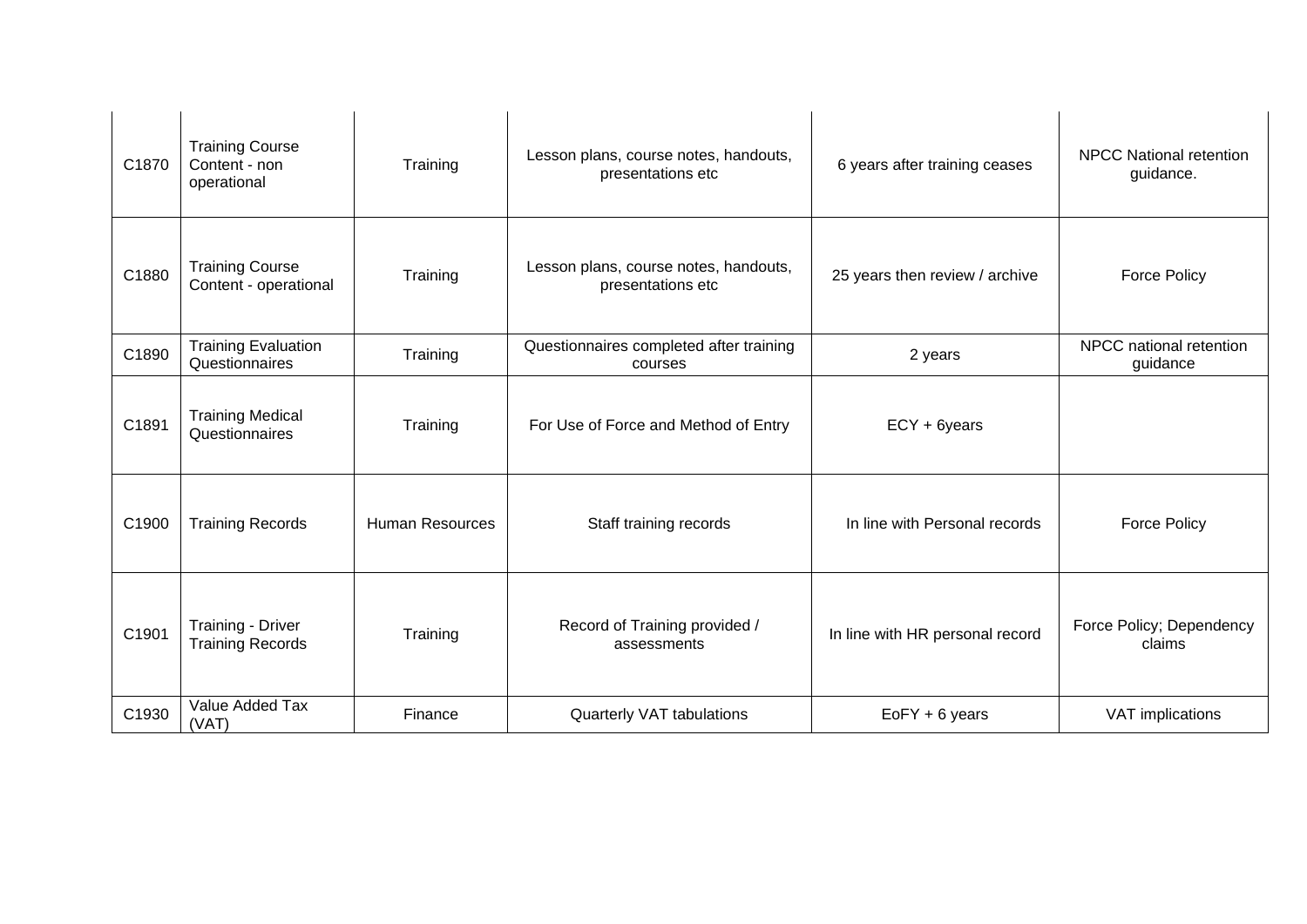| | | | | | |
|---|---|---|---|---|---|
| C1870 | Training Course Content - non operational | Training | Lesson plans, course notes, handouts, presentations etc | 6 years after training ceases | NPCC National retention guidance. |
| C1880 | Training Course Content - operational | Training | Lesson plans, course notes, handouts, presentations etc | 25 years then review / archive | Force Policy |
| C1890 | Training Evaluation Questionnaires | Training | Questionnaires completed after training courses | 2 years | NPCC national retention guidance |
| C1891 | Training Medical Questionnaires | Training | For Use of Force and Method of Entry | ECY + 6years | |
| C1900 | Training Records | Human Resources | Staff training records | In line with Personal records | Force Policy |
| C1901 | Training - Driver Training Records | Training | Record of Training provided / assessments | In line with HR personal record | Force Policy; Dependency claims |
| C1930 | Value Added Tax (VAT) | Finance | Quarterly VAT tabulations | EoFY + 6 years | VAT implications |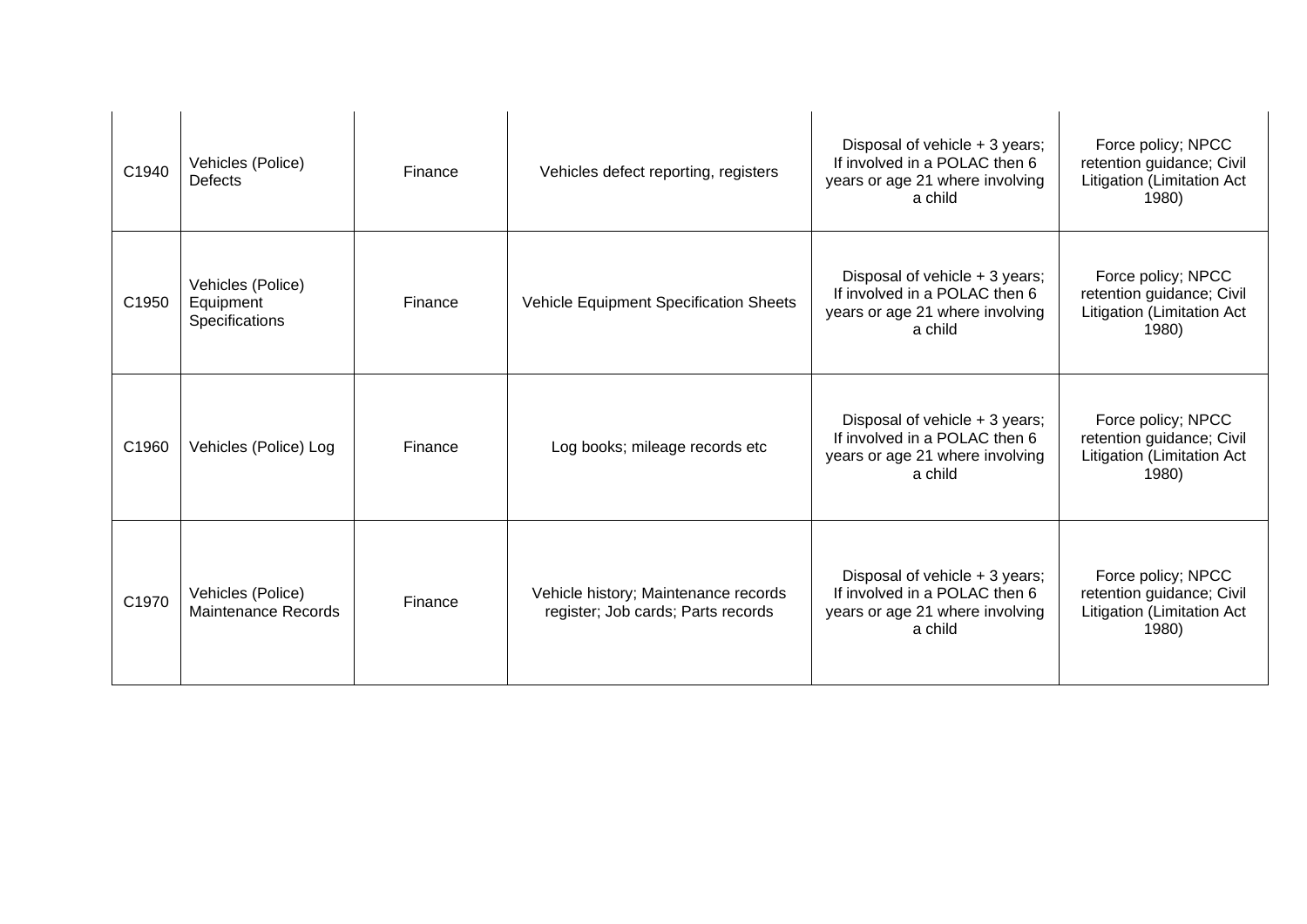| C1940 | Vehicles (Police) Defects | Finance | Vehicles defect reporting, registers | Disposal of vehicle + 3 years; If involved in a POLAC then 6 years or age 21 where involving a child | Force policy; NPCC retention guidance; Civil Litigation (Limitation Act 1980) |
|---|---|---|---|---|---|
| C1950 | Vehicles (Police) Equipment Specifications | Finance | Vehicle Equipment Specification Sheets | Disposal of vehicle + 3 years; If involved in a POLAC then 6 years or age 21 where involving a child | Force policy; NPCC retention guidance; Civil Litigation (Limitation Act 1980) |
| C1960 | Vehicles (Police) Log | Finance | Log books; mileage records etc | Disposal of vehicle + 3 years; If involved in a POLAC then 6 years or age 21 where involving a child | Force policy; NPCC retention guidance; Civil Litigation (Limitation Act 1980) |
| C1970 | Vehicles (Police) Maintenance Records | Finance | Vehicle history; Maintenance records register; Job cards; Parts records | Disposal of vehicle + 3 years; If involved in a POLAC then 6 years or age 21 where involving a child | Force policy; NPCC retention guidance; Civil Litigation (Limitation Act 1980) |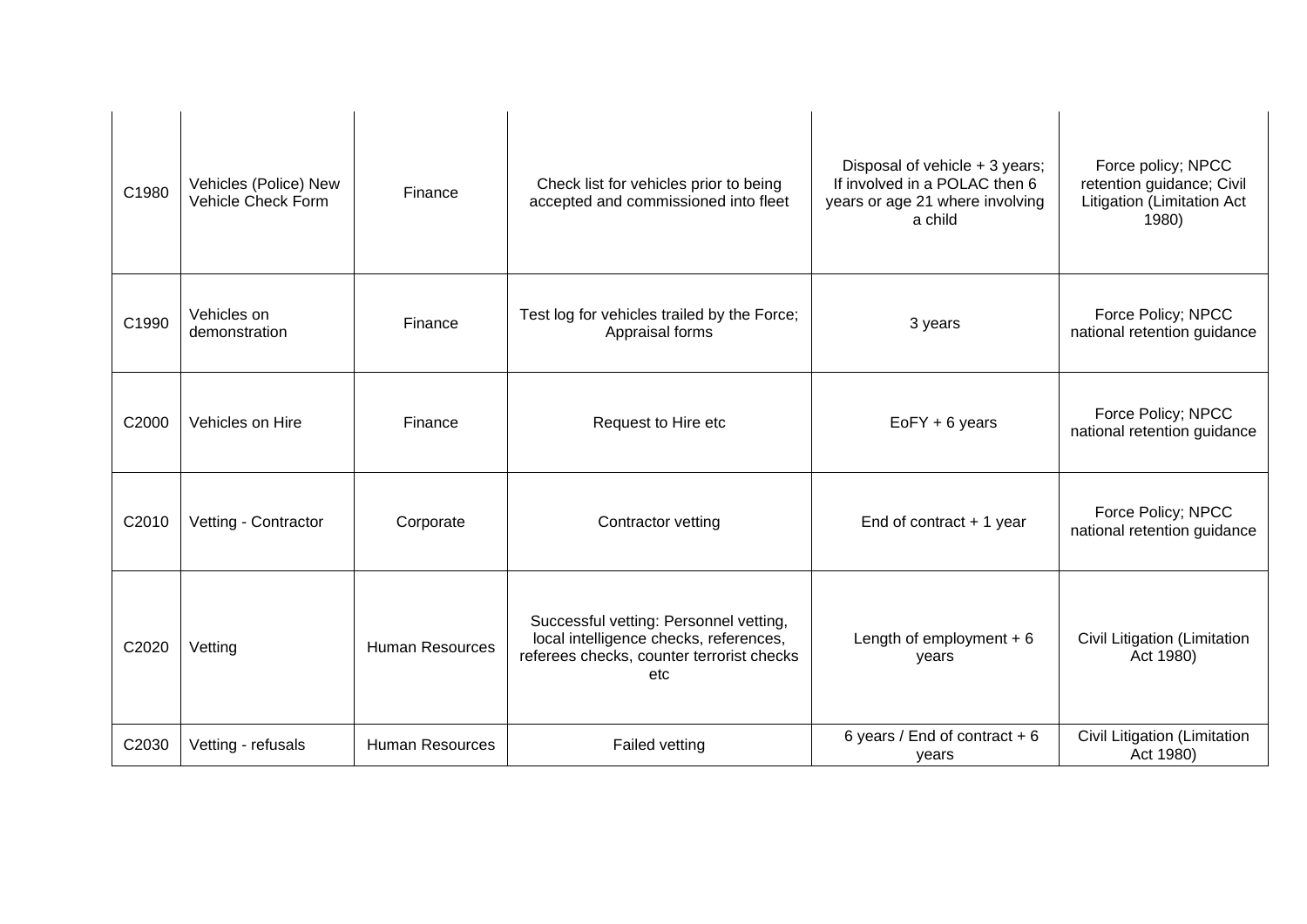| C1980 | Vehicles (Police) New Vehicle Check Form | Finance | Check list for vehicles prior to being accepted and commissioned into fleet | Disposal of vehicle + 3 years; If involved in a POLAC then 6 years or age 21 where involving a child | Force policy; NPCC retention guidance; Civil Litigation (Limitation Act 1980) |
|---|---|---|---|---|---|
| C1990 | Vehicles on demonstration | Finance | Test log for vehicles trailed by the Force; Appraisal forms | 3 years | Force Policy; NPCC national retention guidance |
| C2000 | Vehicles on Hire | Finance | Request to Hire etc | EoFY + 6 years | Force Policy; NPCC national retention guidance |
| C2010 | Vetting - Contractor | Corporate | Contractor vetting | End of contract + 1 year | Force Policy; NPCC national retention guidance |
| C2020 | Vetting | Human Resources | Successful vetting: Personnel vetting, local intelligence checks, references, referees checks, counter terrorist checks etc | Length of employment + 6 years | Civil Litigation (Limitation Act 1980) |
| C2030 | Vetting - refusals | Human Resources | Failed vetting | 6 years / End of contract + 6 years | Civil Litigation (Limitation Act 1980) |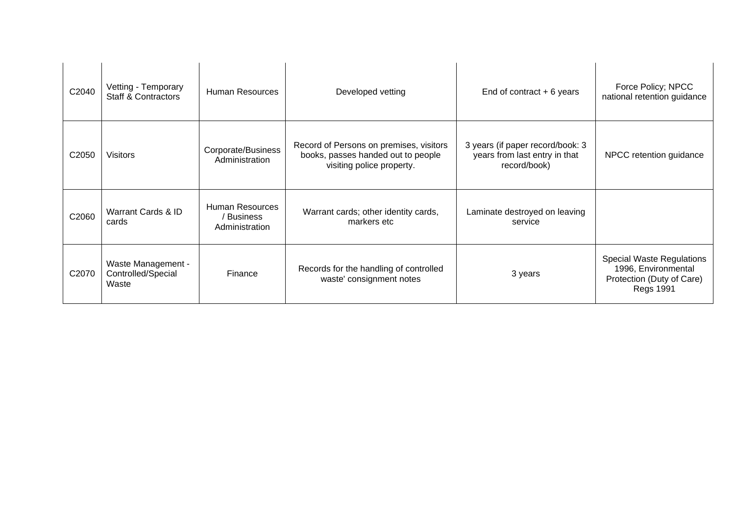| C2040 | Vetting - Temporary Staff & Contractors | Human Resources | Developed vetting | End of contract + 6 years | Force Policy; NPCC national retention guidance |
|---|---|---|---|---|---|
| C2050 | Visitors | Corporate/Business Administration | Record of Persons on premises, visitors books, passes handed out to people visiting police property. | 3 years (if paper record/book: 3 years from last entry in that record/book) | NPCC retention guidance |
| C2060 | Warrant Cards & ID cards | Human Resources / Business Administration | Warrant cards; other identity cards, markers etc | Laminate destroyed on leaving service | |
| C2070 | Waste Management - Controlled/Special Waste | Finance | Records for the handling of controlled waste' consignment notes | 3 years | Special Waste Regulations 1996, Environmental Protection (Duty of Care) Regs 1991 |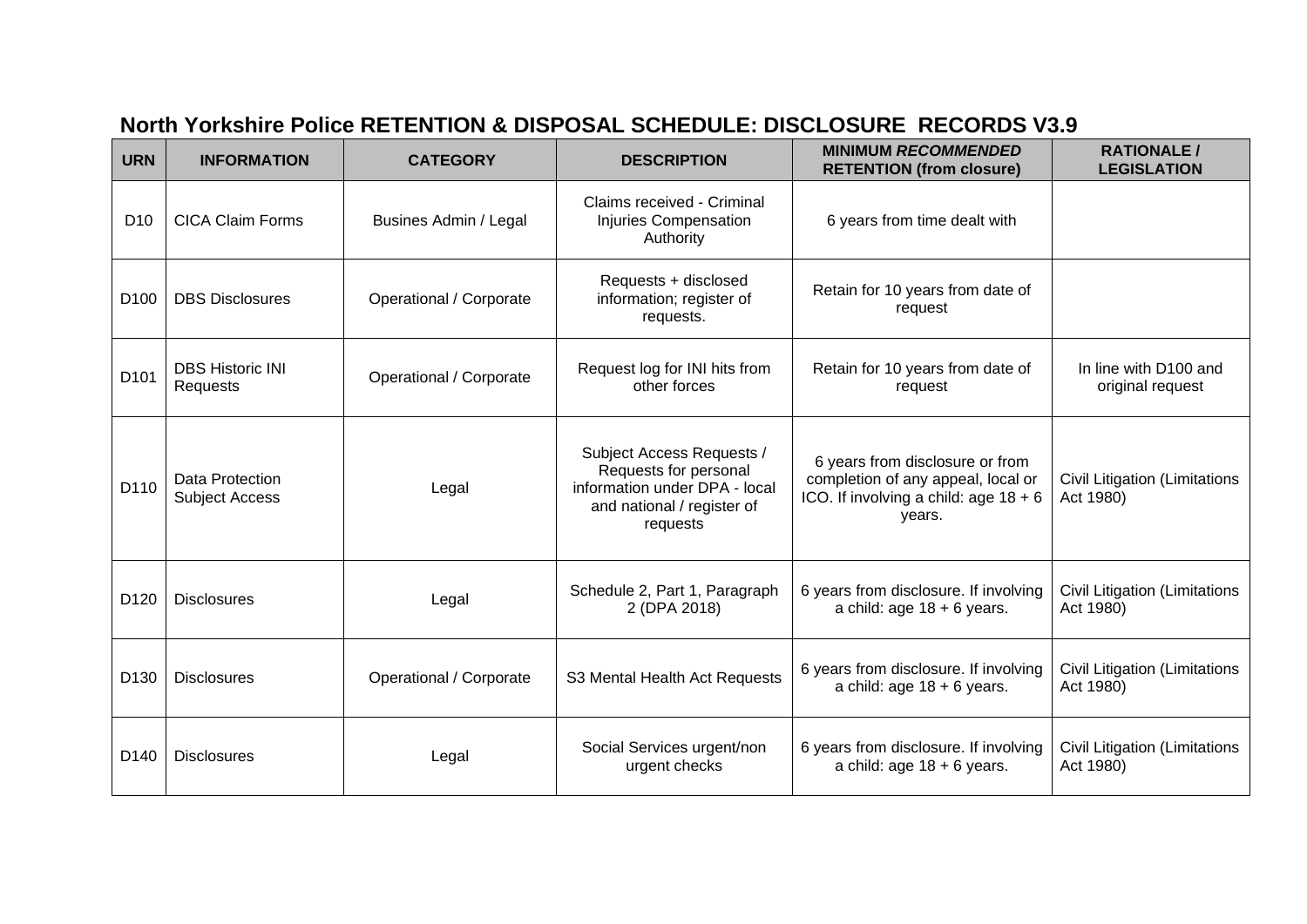# North Yorkshire Police RETENTION & DISPOSAL SCHEDULE: DISCLOSURE RECORDS V3.9

| URN | INFORMATION | CATEGORY | DESCRIPTION | MINIMUM *RECOMMENDED* RETENTION (from closure) | RATIONALE / LEGISLATION |
|---|---|---|---|---|---|
| D10 | CICA Claim Forms | Busines Admin / Legal | Claims received - Criminal Injuries Compensation Authority | 6 years from time dealt with | |
| D100 | DBS Disclosures | Operational / Corporate | Requests + disclosed information; register of requests. | Retain for 10 years from date of request | |
| D101 | DBS Historic INI Requests | Operational / Corporate | Request log for INI hits from other forces | Retain for 10 years from date of request | In line with D100 and original request |
| D110 | Data Protection Subject Access | Legal | Subject Access Requests / Requests for personal information under DPA - local and national / register of requests | 6 years from disclosure or from completion of any appeal, local or ICO. If involving a child: age 18 + 6 years. | Civil Litigation (Limitations Act 1980) |
| D120 | Disclosures | Legal | Schedule 2, Part 1, Paragraph 2 (DPA 2018) | 6 years from disclosure. If involving a child: age 18 + 6 years. | Civil Litigation (Limitations Act 1980) |
| D130 | Disclosures | Operational / Corporate | S3 Mental Health Act Requests | 6 years from disclosure. If involving a child: age 18 + 6 years. | Civil Litigation (Limitations Act 1980) |
| D140 | Disclosures | Legal | Social Services urgent/non urgent checks | 6 years from disclosure. If involving a child: age 18 + 6 years. | Civil Litigation (Limitations Act 1980) |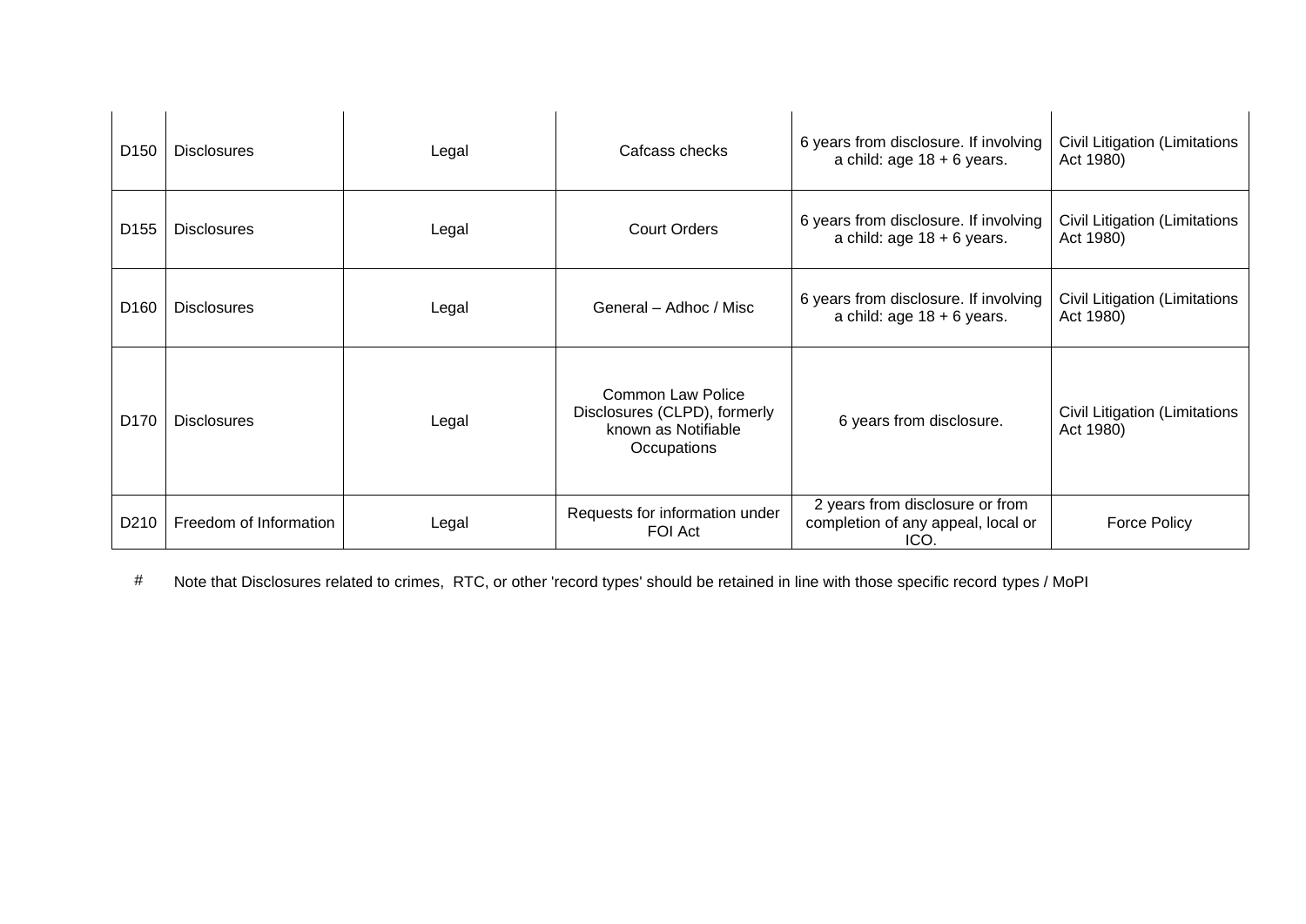| | | | | | |
|---|---|---|---|---|---|
| D150 | Disclosures | Legal | Cafcass checks | 6 years from disclosure. If involving a child: age 18 + 6 years. | Civil Litigation (Limitations Act 1980) |
| D155 | Disclosures | Legal | Court Orders | 6 years from disclosure. If involving a child: age 18 + 6 years. | Civil Litigation (Limitations Act 1980) |
| D160 | Disclosures | Legal | General – Adhoc / Misc | 6 years from disclosure. If involving a child: age 18 + 6 years. | Civil Litigation (Limitations Act 1980) |
| D170 | Disclosures | Legal | Common Law Police Disclosures (CLPD), formerly known as Notifiable Occupations | 6 years from disclosure. | Civil Litigation (Limitations Act 1980) |
| D210 | Freedom of Information | Legal | Requests for information under FOI Act | 2 years from disclosure or from completion of any appeal, local or ICO. | Force Policy |

# Note that Disclosures related to crimes, RTC, or other 'record types' should be retained in line with those specific record types / MoPI